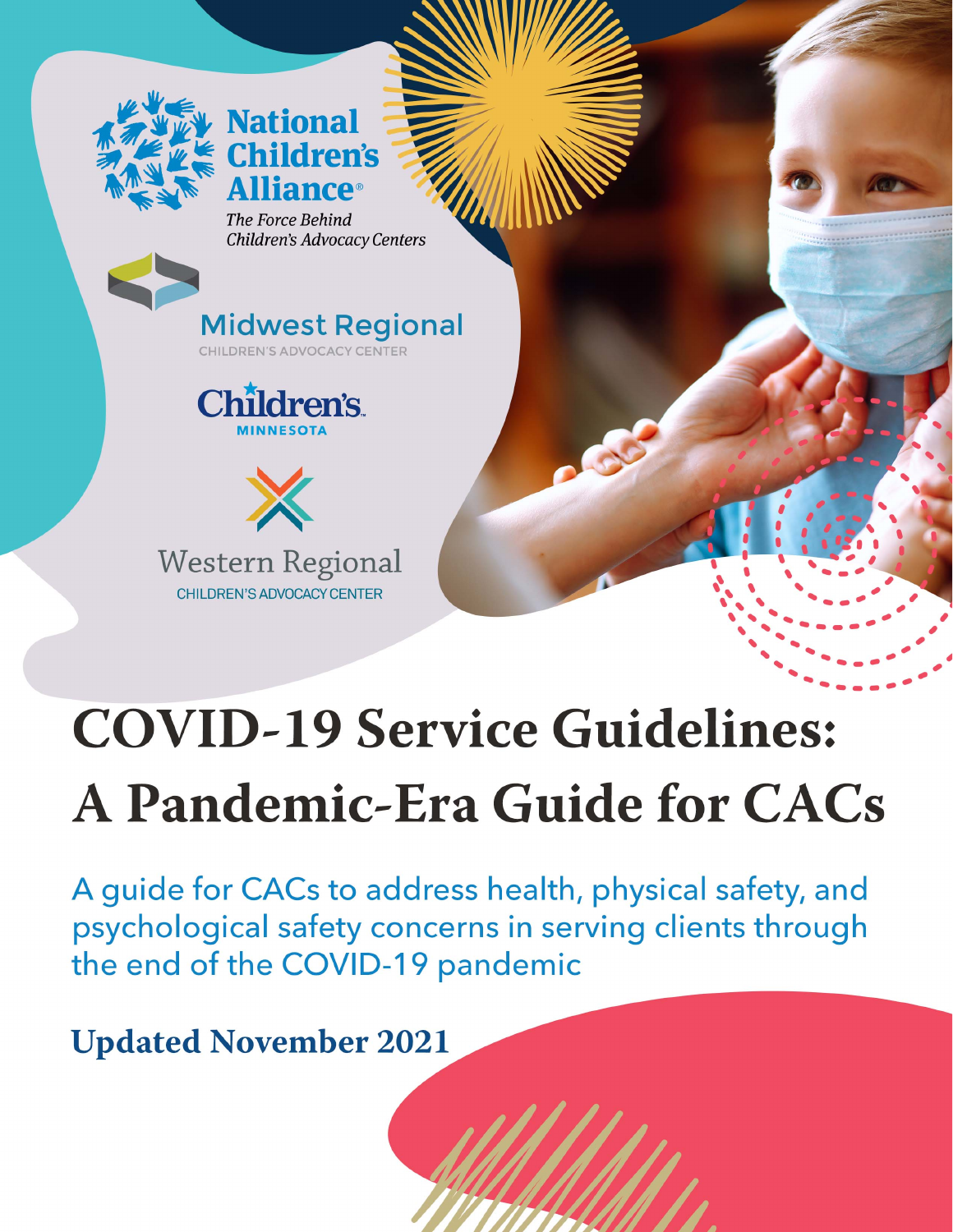National Children's Alliance®

*The Force Behind Children's Advocacy Centers*

Midwest Regional
CHILDREN'S ADVOCACY CENTER

Children's
MINNESOTA

Western Regional
CHILDREN'S ADVOCACY CENTER

# COVID-19 Service Guidelines: A Pandemic-Era Guide for CACs

A guide for CACs to address health, physical safety, and psychological safety concerns in serving clients through the end of the COVID-19 pandemic

**Updated November 2021**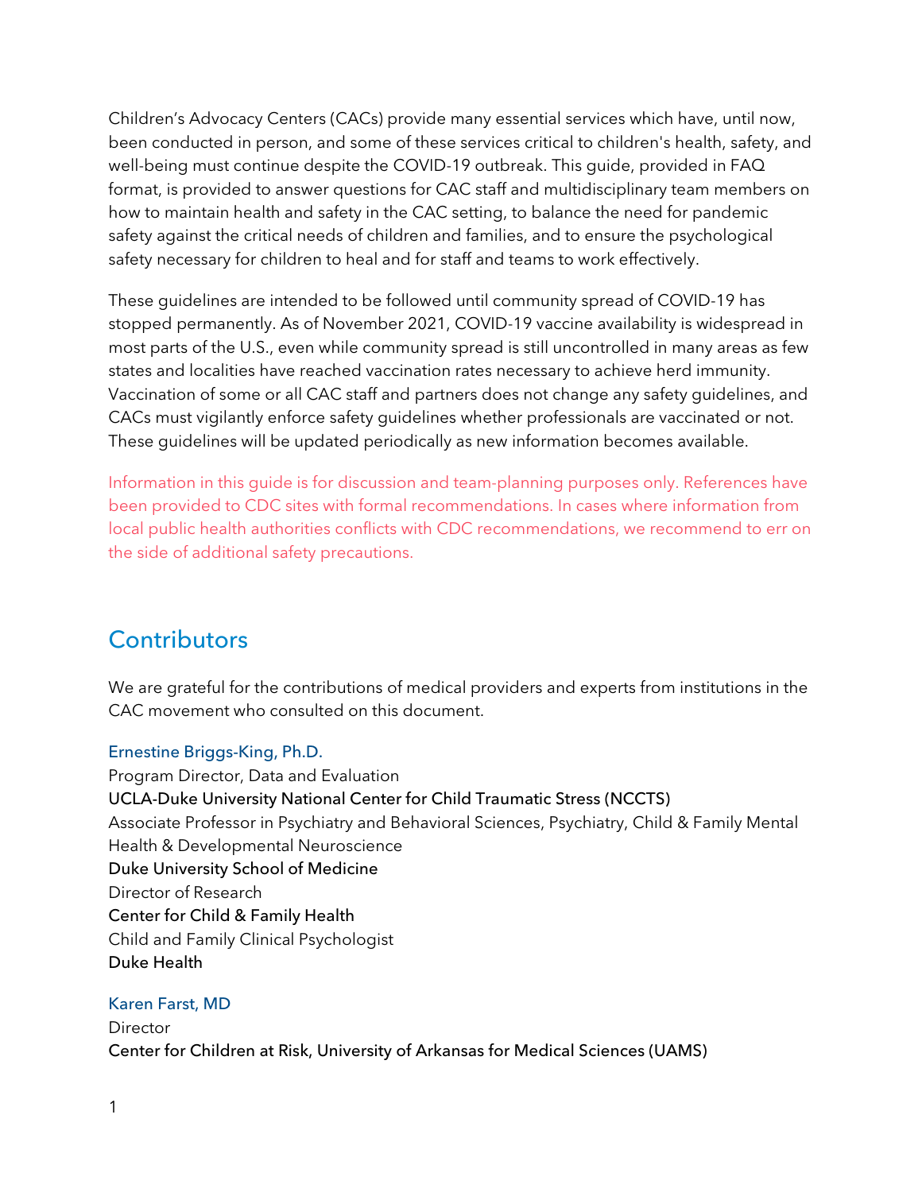Children's Advocacy Centers (CACs) provide many essential services which have, until now, been conducted in person, and some of these services critical to children's health, safety, and well-being must continue despite the COVID-19 outbreak. This guide, provided in FAQ format, is provided to answer questions for CAC staff and multidisciplinary team members on how to maintain health and safety in the CAC setting, to balance the need for pandemic safety against the critical needs of children and families, and to ensure the psychological safety necessary for children to heal and for staff and teams to work effectively.

These guidelines are intended to be followed until community spread of COVID-19 has stopped permanently. As of November 2021, COVID-19 vaccine availability is widespread in most parts of the U.S., even while community spread is still uncontrolled in many areas as few states and localities have reached vaccination rates necessary to achieve herd immunity. Vaccination of some or all CAC staff and partners does not change any safety guidelines, and CACs must vigilantly enforce safety guidelines whether professionals are vaccinated or not. These guidelines will be updated periodically as new information becomes available.

Information in this guide is for discussion and team-planning purposes only. References have been provided to CDC sites with formal recommendations. In cases where information from local public health authorities conflicts with CDC recommendations, we recommend to err on the side of additional safety precautions.

## Contributors

We are grateful for the contributions of medical providers and experts from institutions in the CAC movement who consulted on this document.

**Ernestine Briggs-King, Ph.D.**
Program Director, Data and Evaluation
**UCLA-Duke University National Center for Child Traumatic Stress (NCCTS)**
Associate Professor in Psychiatry and Behavioral Sciences, Psychiatry, Child & Family Mental Health & Developmental Neuroscience
**Duke University School of Medicine**
Director of Research
**Center for Child & Family Health**
Child and Family Clinical Psychologist
**Duke Health**

**Karen Farst, MD**
Director
**Center for Children at Risk, University of Arkansas for Medical Sciences (UAMS)**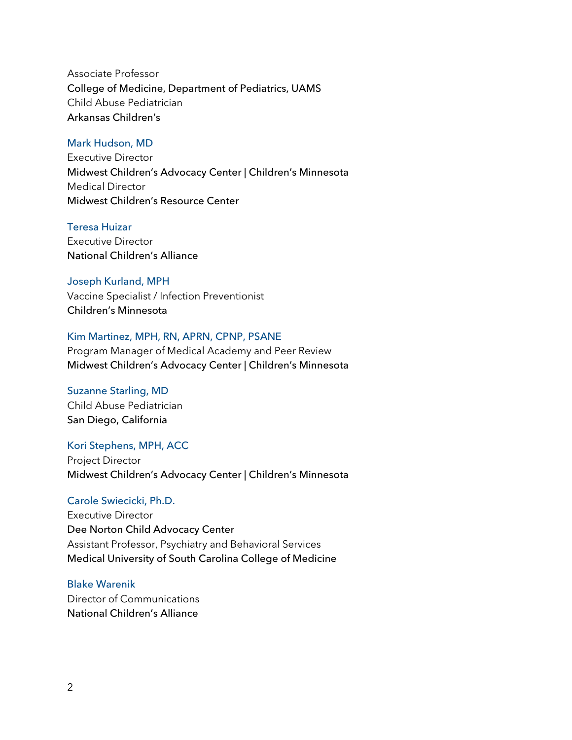Associate Professor
College of Medicine, Department of Pediatrics, UAMS
Child Abuse Pediatrician
Arkansas Children's

Mark Hudson, MD
Executive Director
Midwest Children's Advocacy Center | Children's Minnesota
Medical Director
Midwest Children's Resource Center

Teresa Huizar
Executive Director
National Children's Alliance

Joseph Kurland, MPH
Vaccine Specialist / Infection Preventionist
Children's Minnesota

Kim Martinez, MPH, RN, APRN, CPNP, PSANE
Program Manager of Medical Academy and Peer Review
Midwest Children's Advocacy Center | Children's Minnesota

Suzanne Starling, MD
Child Abuse Pediatrician
San Diego, California

Kori Stephens, MPH, ACC
Project Director
Midwest Children's Advocacy Center | Children's Minnesota

Carole Swiecicki, Ph.D.
Executive Director
Dee Norton Child Advocacy Center
Assistant Professor, Psychiatry and Behavioral Services
Medical University of South Carolina College of Medicine

Blake Warenik
Director of Communications
National Children's Alliance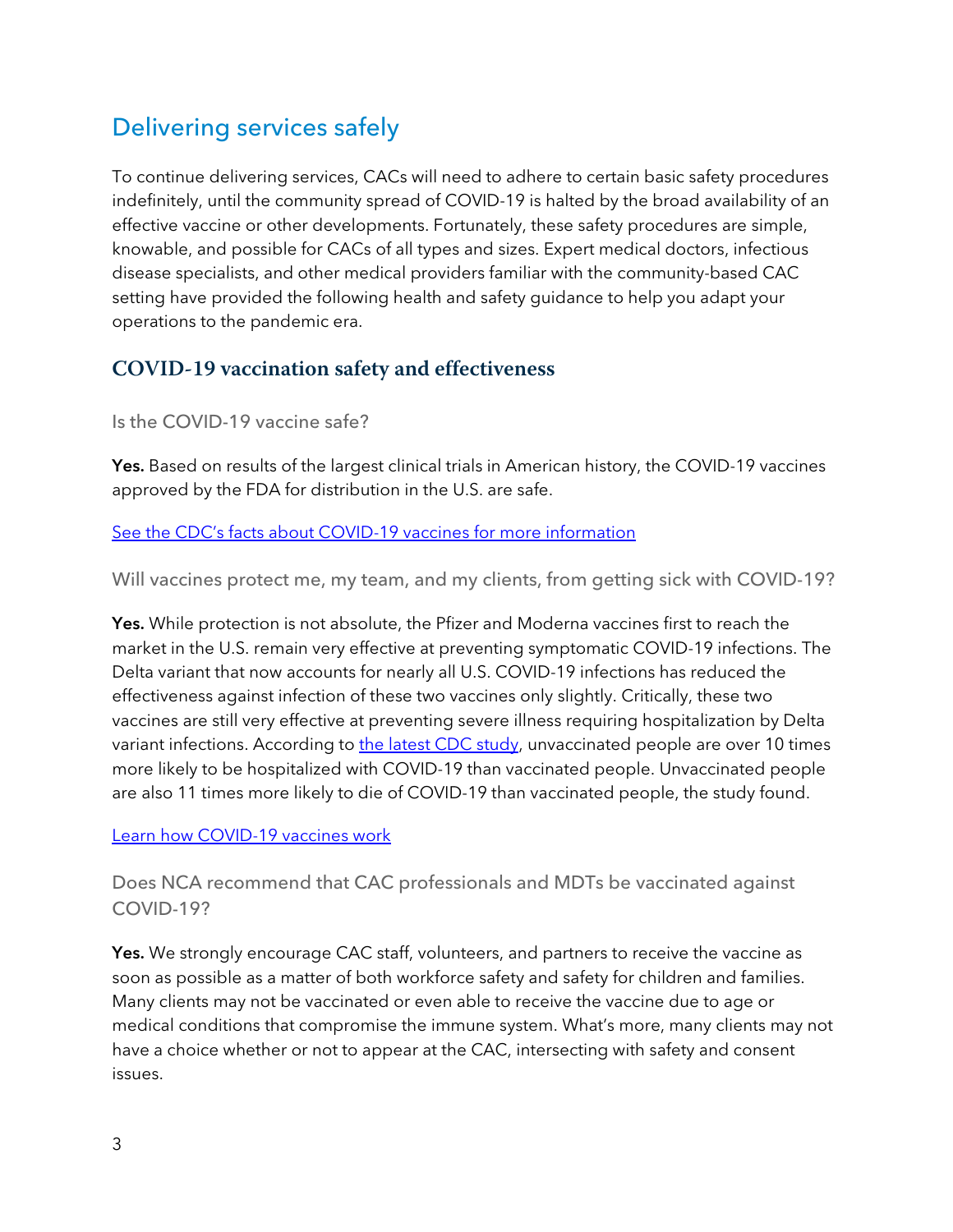## Delivering services safely

To continue delivering services, CACs will need to adhere to certain basic safety procedures indefinitely, until the community spread of COVID-19 is halted by the broad availability of an effective vaccine or other developments. Fortunately, these safety procedures are simple, knowable, and possible for CACs of all types and sizes. Expert medical doctors, infectious disease specialists, and other medical providers familiar with the community-based CAC setting have provided the following health and safety guidance to help you adapt your operations to the pandemic era.

### COVID-19 vaccination safety and effectiveness

#### Is the COVID-19 vaccine safe?

**Yes.** Based on results of the largest clinical trials in American history, the COVID-19 vaccines approved by the FDA for distribution in the U.S. are safe.

See the CDC's facts about COVID-19 vaccines for more information

#### Will vaccines protect me, my team, and my clients, from getting sick with COVID-19?

**Yes.** While protection is not absolute, the Pfizer and Moderna vaccines first to reach the market in the U.S. remain very effective at preventing symptomatic COVID-19 infections. The Delta variant that now accounts for nearly all U.S. COVID-19 infections has reduced the effectiveness against infection of these two vaccines only slightly. Critically, these two vaccines are still very effective at preventing severe illness requiring hospitalization by Delta variant infections. According to the latest CDC study, unvaccinated people are over 10 times more likely to be hospitalized with COVID-19 than vaccinated people. Unvaccinated people are also 11 times more likely to die of COVID-19 than vaccinated people, the study found.

Learn how COVID-19 vaccines work

#### Does NCA recommend that CAC professionals and MDTs be vaccinated against COVID-19?

**Yes.** We strongly encourage CAC staff, volunteers, and partners to receive the vaccine as soon as possible as a matter of both workforce safety and safety for children and families. Many clients may not be vaccinated or even able to receive the vaccine due to age or medical conditions that compromise the immune system. What's more, many clients may not have a choice whether or not to appear at the CAC, intersecting with safety and consent issues.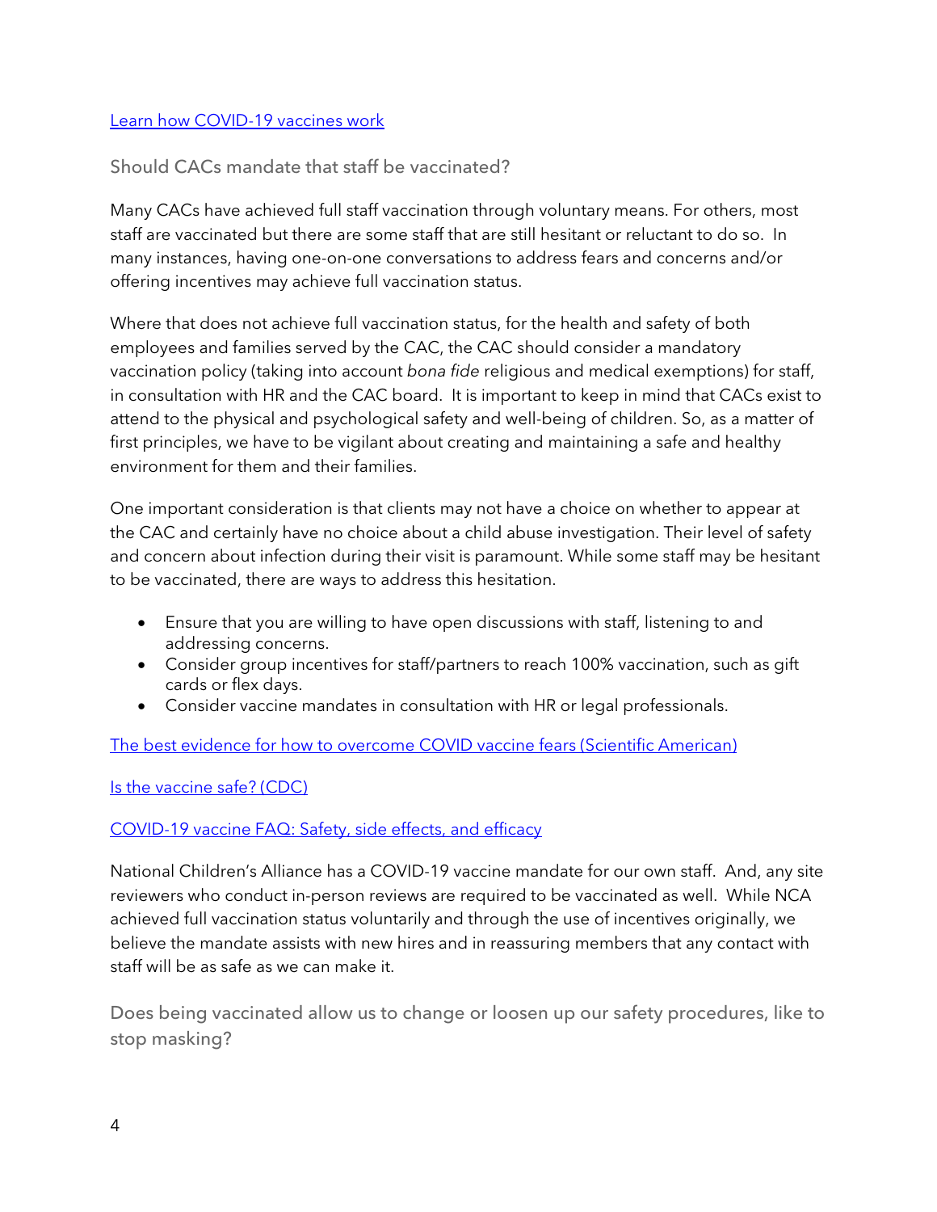[Learn how COVID-19 vaccines work]

## Should CACs mandate that staff be vaccinated?

Many CACs have achieved full staff vaccination through voluntary means. For others, most staff are vaccinated but there are some staff that are still hesitant or reluctant to do so. In many instances, having one-on-one conversations to address fears and concerns and/or offering incentives may achieve full vaccination status.

Where that does not achieve full vaccination status, for the health and safety of both employees and families served by the CAC, the CAC should consider a mandatory vaccination policy (taking into account *bona fide* religious and medical exemptions) for staff, in consultation with HR and the CAC board. It is important to keep in mind that CACs exist to attend to the physical and psychological safety and well-being of children. So, as a matter of first principles, we have to be vigilant about creating and maintaining a safe and healthy environment for them and their families.

One important consideration is that clients may not have a choice on whether to appear at the CAC and certainly have no choice about a child abuse investigation. Their level of safety and concern about infection during their visit is paramount. While some staff may be hesitant to be vaccinated, there are ways to address this hesitation.

- Ensure that you are willing to have open discussions with staff, listening to and addressing concerns.
- Consider group incentives for staff/partners to reach 100% vaccination, such as gift cards or flex days.
- Consider vaccine mandates in consultation with HR or legal professionals.

[The best evidence for how to overcome COVID vaccine fears (Scientific American)]

[Is the vaccine safe? (CDC)]

[COVID-19 vaccine FAQ: Safety, side effects, and efficacy]

National Children's Alliance has a COVID-19 vaccine mandate for our own staff. And, any site reviewers who conduct in-person reviews are required to be vaccinated as well. While NCA achieved full vaccination status voluntarily and through the use of incentives originally, we believe the mandate assists with new hires and in reassuring members that any contact with staff will be as safe as we can make it.

## Does being vaccinated allow us to change or loosen up our safety procedures, like to stop masking?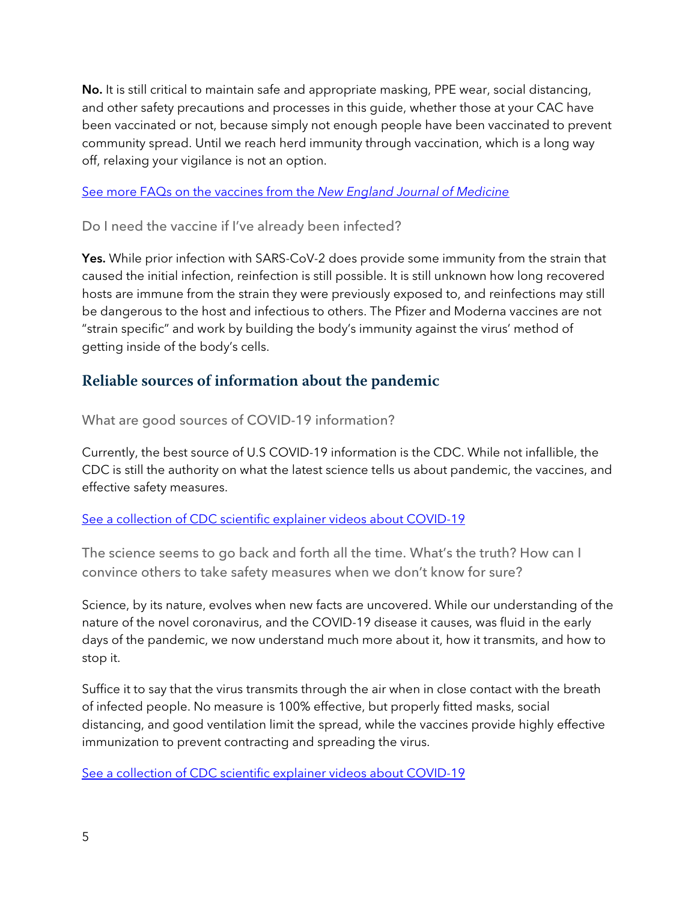**No.** It is still critical to maintain safe and appropriate masking, PPE wear, social distancing, and other safety precautions and processes in this guide, whether those at your CAC have been vaccinated or not, because simply not enough people have been vaccinated to prevent community spread. Until we reach herd immunity through vaccination, which is a long way off, relaxing your vigilance is not an option.

[See more FAQs on the vaccines from the *New England Journal of Medicine*]

### Do I need the vaccine if I've already been infected?

**Yes.** While prior infection with SARS-CoV-2 does provide some immunity from the strain that caused the initial infection, reinfection is still possible. It is still unknown how long recovered hosts are immune from the strain they were previously exposed to, and reinfections may still be dangerous to the host and infectious to others. The Pfizer and Moderna vaccines are not "strain specific" and work by building the body's immunity against the virus' method of getting inside of the body's cells.

## Reliable sources of information about the pandemic

### What are good sources of COVID-19 information?

Currently, the best source of U.S COVID-19 information is the CDC. While not infallible, the CDC is still the authority on what the latest science tells us about pandemic, the vaccines, and effective safety measures.

[See a collection of CDC scientific explainer videos about COVID-19]

### The science seems to go back and forth all the time. What's the truth? How can I convince others to take safety measures when we don't know for sure?

Science, by its nature, evolves when new facts are uncovered. While our understanding of the nature of the novel coronavirus, and the COVID-19 disease it causes, was fluid in the early days of the pandemic, we now understand much more about it, how it transmits, and how to stop it.

Suffice it to say that the virus transmits through the air when in close contact with the breath of infected people. No measure is 100% effective, but properly fitted masks, social distancing, and good ventilation limit the spread, while the vaccines provide highly effective immunization to prevent contracting and spreading the virus.

[See a collection of CDC scientific explainer videos about COVID-19]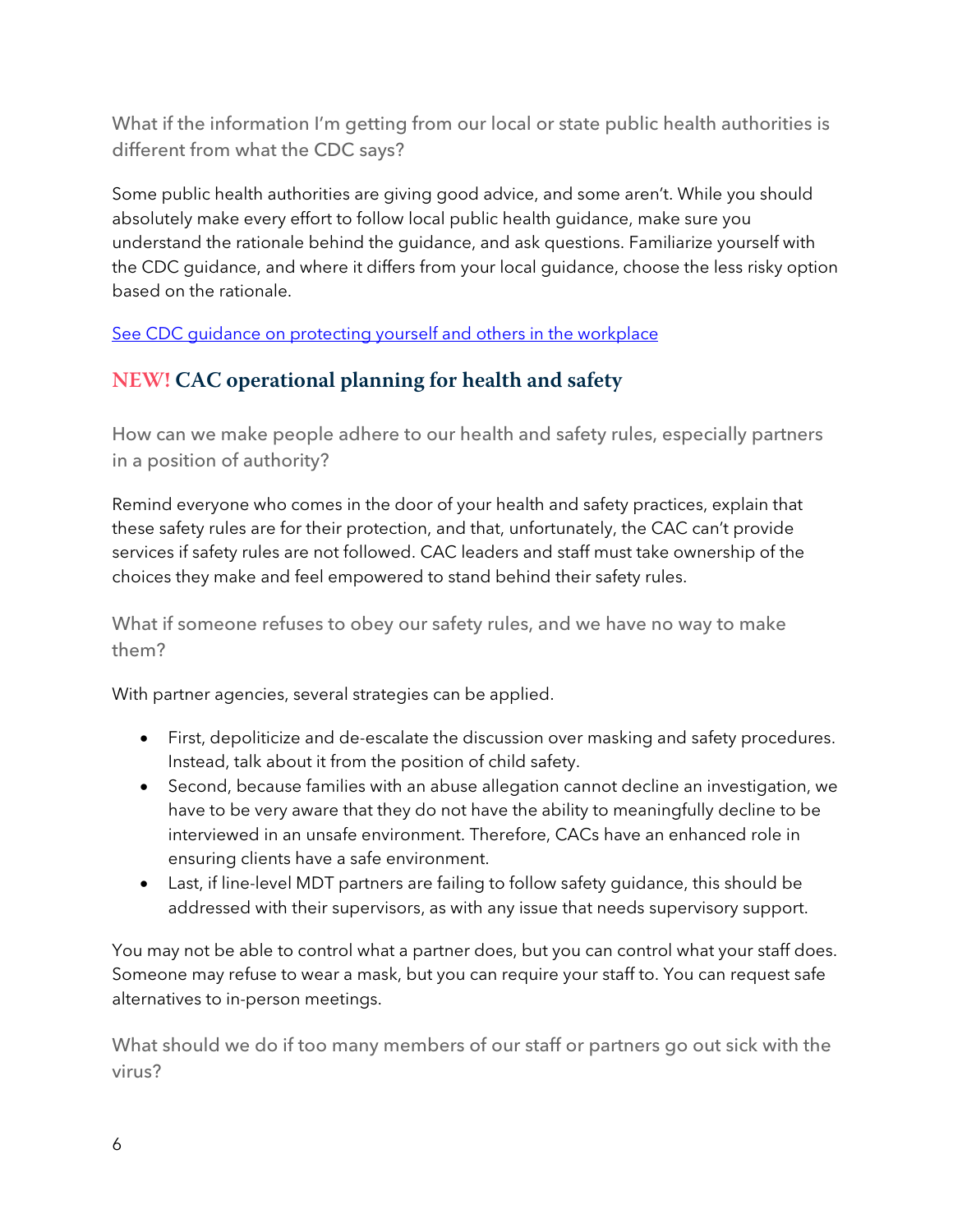### What if the information I'm getting from our local or state public health authorities is different from what the CDC says?

Some public health authorities are giving good advice, and some aren't. While you should absolutely make every effort to follow local public health guidance, make sure you understand the rationale behind the guidance, and ask questions. Familiarize yourself with the CDC guidance, and where it differs from your local guidance, choose the less risky option based on the rationale.

[See CDC guidance on protecting yourself and others in the workplace]

## NEW! CAC operational planning for health and safety

### How can we make people adhere to our health and safety rules, especially partners in a position of authority?

Remind everyone who comes in the door of your health and safety practices, explain that these safety rules are for their protection, and that, unfortunately, the CAC can't provide services if safety rules are not followed. CAC leaders and staff must take ownership of the choices they make and feel empowered to stand behind their safety rules.

### What if someone refuses to obey our safety rules, and we have no way to make them?

With partner agencies, several strategies can be applied.

- First, depoliticize and de-escalate the discussion over masking and safety procedures. Instead, talk about it from the position of child safety.
- Second, because families with an abuse allegation cannot decline an investigation, we have to be very aware that they do not have the ability to meaningfully decline to be interviewed in an unsafe environment. Therefore, CACs have an enhanced role in ensuring clients have a safe environment.
- Last, if line-level MDT partners are failing to follow safety guidance, this should be addressed with their supervisors, as with any issue that needs supervisory support.

You may not be able to control what a partner does, but you can control what your staff does. Someone may refuse to wear a mask, but you can require your staff to. You can request safe alternatives to in-person meetings.

### What should we do if too many members of our staff or partners go out sick with the virus?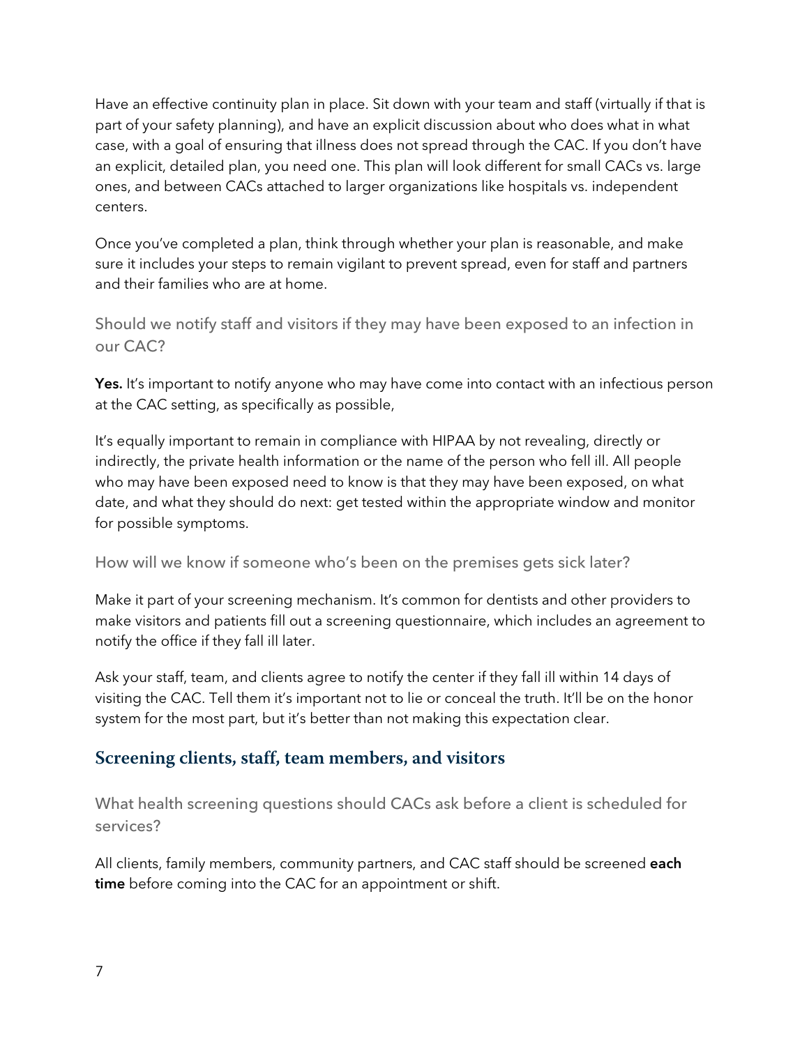Have an effective continuity plan in place. Sit down with your team and staff (virtually if that is part of your safety planning), and have an explicit discussion about who does what in what case, with a goal of ensuring that illness does not spread through the CAC. If you don't have an explicit, detailed plan, you need one. This plan will look different for small CACs vs. large ones, and between CACs attached to larger organizations like hospitals vs. independent centers.

Once you've completed a plan, think through whether your plan is reasonable, and make sure it includes your steps to remain vigilant to prevent spread, even for staff and partners and their families who are at home.

### Should we notify staff and visitors if they may have been exposed to an infection in our CAC?

**Yes.** It's important to notify anyone who may have come into contact with an infectious person at the CAC setting, as specifically as possible,

It's equally important to remain in compliance with HIPAA by not revealing, directly or indirectly, the private health information or the name of the person who fell ill. All people who may have been exposed need to know is that they may have been exposed, on what date, and what they should do next: get tested within the appropriate window and monitor for possible symptoms.

### How will we know if someone who's been on the premises gets sick later?

Make it part of your screening mechanism. It's common for dentists and other providers to make visitors and patients fill out a screening questionnaire, which includes an agreement to notify the office if they fall ill later.

Ask your staff, team, and clients agree to notify the center if they fall ill within 14 days of visiting the CAC. Tell them it's important not to lie or conceal the truth. It'll be on the honor system for the most part, but it's better than not making this expectation clear.

## Screening clients, staff, team members, and visitors

### What health screening questions should CACs ask before a client is scheduled for services?

All clients, family members, community partners, and CAC staff should be screened **each time** before coming into the CAC for an appointment or shift.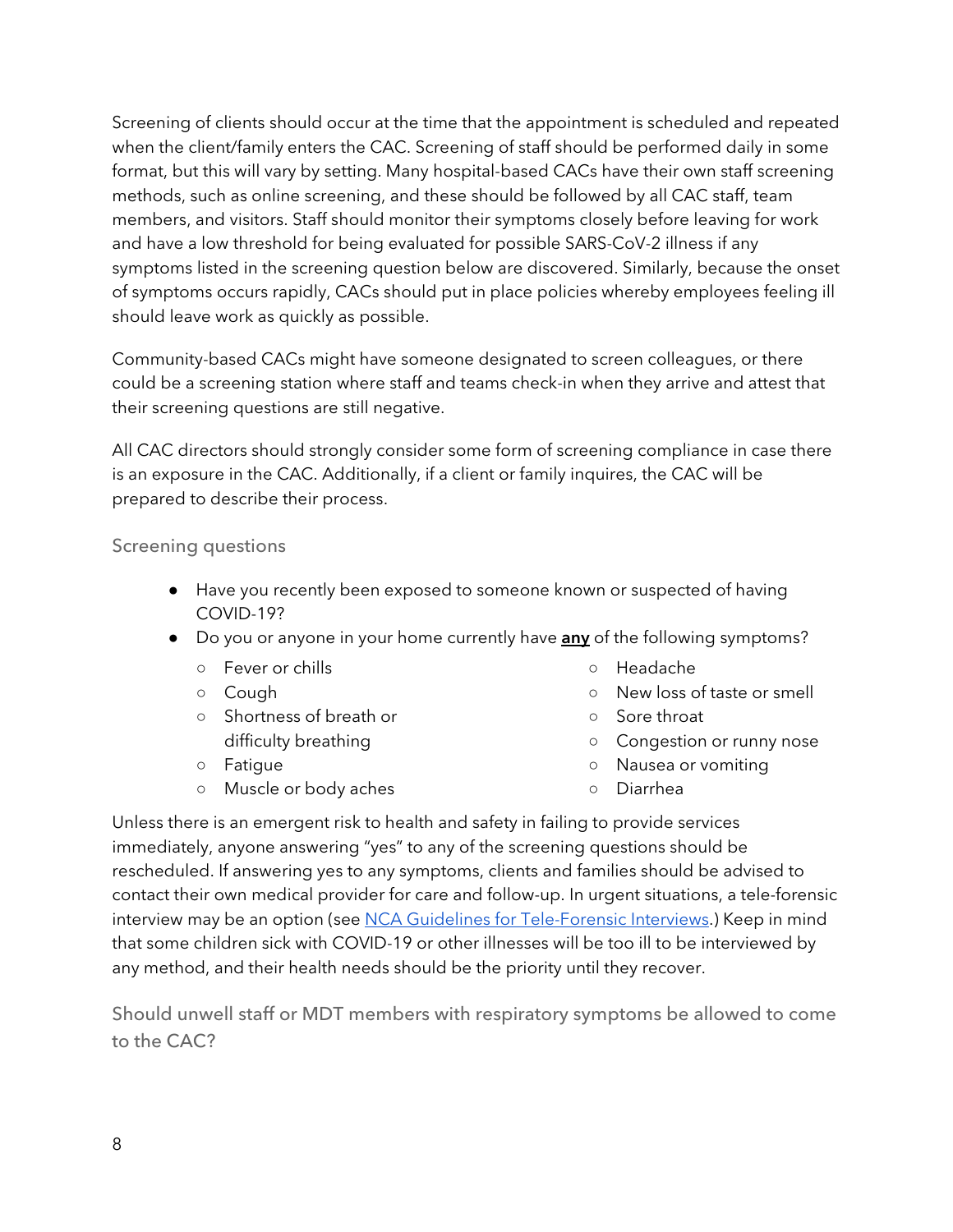Screening of clients should occur at the time that the appointment is scheduled and repeated when the client/family enters the CAC. Screening of staff should be performed daily in some format, but this will vary by setting. Many hospital-based CACs have their own staff screening methods, such as online screening, and these should be followed by all CAC staff, team members, and visitors. Staff should monitor their symptoms closely before leaving for work and have a low threshold for being evaluated for possible SARS-CoV-2 illness if any symptoms listed in the screening question below are discovered. Similarly, because the onset of symptoms occurs rapidly, CACs should put in place policies whereby employees feeling ill should leave work as quickly as possible.

Community-based CACs might have someone designated to screen colleagues, or there could be a screening station where staff and teams check-in when they arrive and attest that their screening questions are still negative.

All CAC directors should strongly consider some form of screening compliance in case there is an exposure in the CAC. Additionally, if a client or family inquires, the CAC will be prepared to describe their process.

### Screening questions

- Have you recently been exposed to someone known or suspected of having COVID-19?
- Do you or anyone in your home currently have **<u>any</u>** of the following symptoms?
  - Fever or chills
  - Cough
  - Shortness of breath or difficulty breathing
  - Fatigue
  - Muscle or body aches
  - Headache
  - New loss of taste or smell
  - Sore throat
  - Congestion or runny nose
  - Nausea or vomiting
  - Diarrhea

Unless there is an emergent risk to health and safety in failing to provide services immediately, anyone answering "yes" to any of the screening questions should be rescheduled. If answering yes to any symptoms, clients and families should be advised to contact their own medical provider for care and follow-up. In urgent situations, a tele-forensic interview may be an option (see NCA Guidelines for Tele-Forensic Interviews.) Keep in mind that some children sick with COVID-19 or other illnesses will be too ill to be interviewed by any method, and their health needs should be the priority until they recover.

### Should unwell staff or MDT members with respiratory symptoms be allowed to come to the CAC?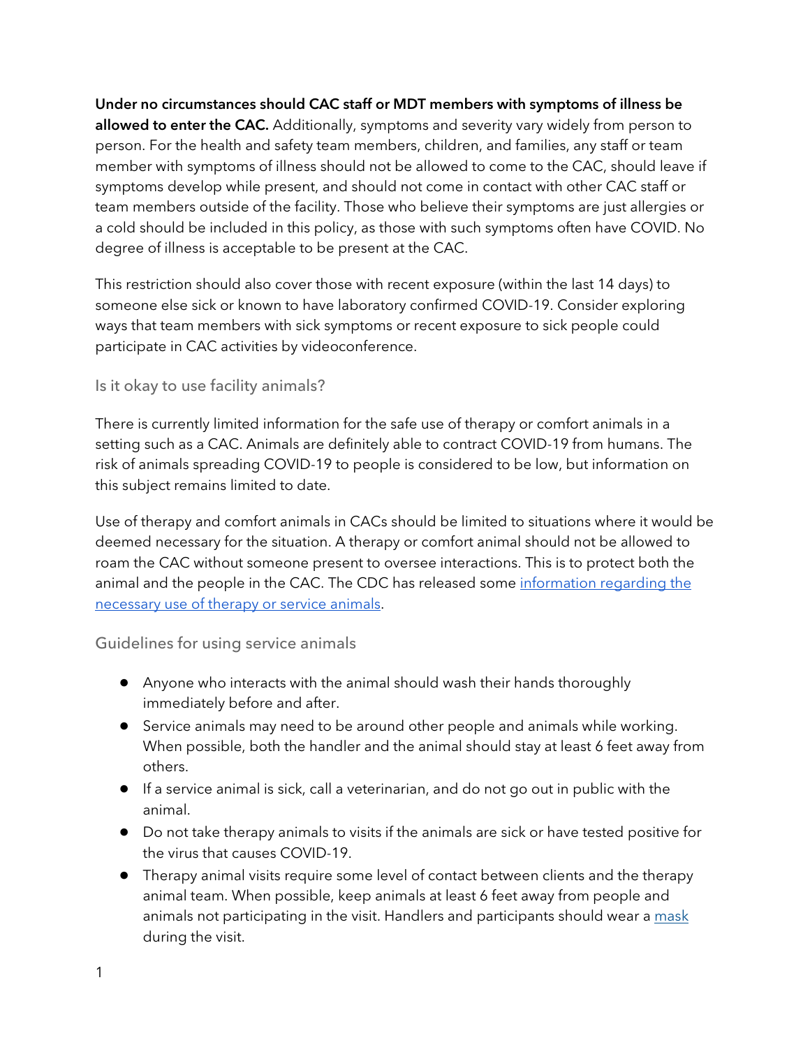**Under no circumstances should CAC staff or MDT members with symptoms of illness be allowed to enter the CAC.** Additionally, symptoms and severity vary widely from person to person. For the health and safety team members, children, and families, any staff or team member with symptoms of illness should not be allowed to come to the CAC, should leave if symptoms develop while present, and should not come in contact with other CAC staff or team members outside of the facility. Those who believe their symptoms are just allergies or a cold should be included in this policy, as those with such symptoms often have COVID. No degree of illness is acceptable to be present at the CAC.

This restriction should also cover those with recent exposure (within the last 14 days) to someone else sick or known to have laboratory confirmed COVID-19. Consider exploring ways that team members with sick symptoms or recent exposure to sick people could participate in CAC activities by videoconference.

### Is it okay to use facility animals?

There is currently limited information for the safe use of therapy or comfort animals in a setting such as a CAC. Animals are definitely able to contract COVID-19 from humans. The risk of animals spreading COVID-19 to people is considered to be low, but information on this subject remains limited to date.

Use of therapy and comfort animals in CACs should be limited to situations where it would be deemed necessary for the situation. A therapy or comfort animal should not be allowed to roam the CAC without someone present to oversee interactions. This is to protect both the animal and the people in the CAC. The CDC has released some information regarding the necessary use of therapy or service animals.

### Guidelines for using service animals

- Anyone who interacts with the animal should wash their hands thoroughly immediately before and after.
- Service animals may need to be around other people and animals while working. When possible, both the handler and the animal should stay at least 6 feet away from others.
- If a service animal is sick, call a veterinarian, and do not go out in public with the animal.
- Do not take therapy animals to visits if the animals are sick or have tested positive for the virus that causes COVID-19.
- Therapy animal visits require some level of contact between clients and the therapy animal team. When possible, keep animals at least 6 feet away from people and animals not participating in the visit. Handlers and participants should wear a mask during the visit.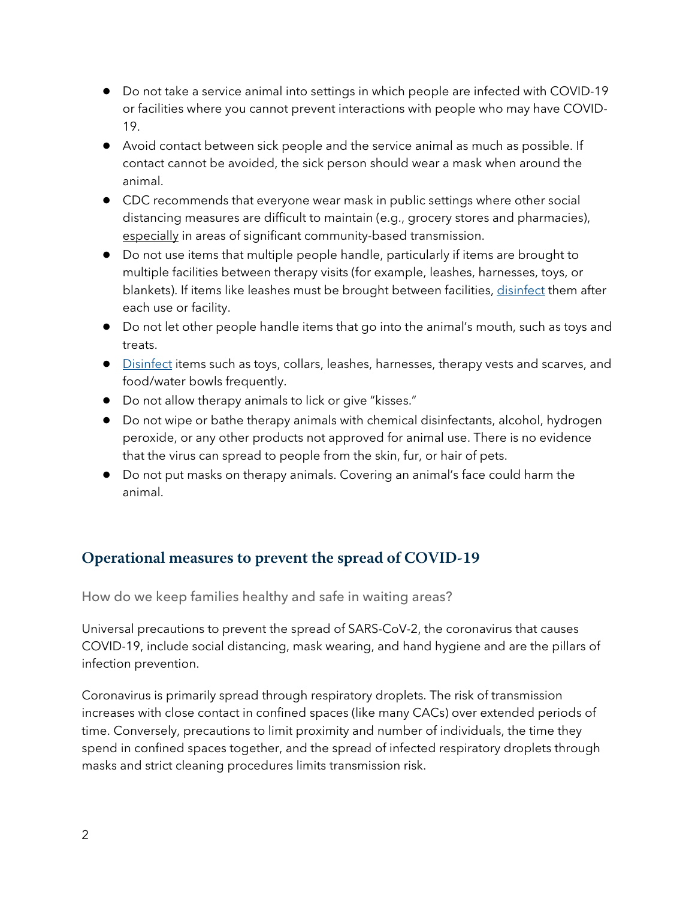- Do not take a service animal into settings in which people are infected with COVID-19 or facilities where you cannot prevent interactions with people who may have COVID-19.
- Avoid contact between sick people and the service animal as much as possible. If contact cannot be avoided, the sick person should wear a mask when around the animal.
- CDC recommends that everyone wear mask in public settings where other social distancing measures are difficult to maintain (e.g., grocery stores and pharmacies), especially in areas of significant community-based transmission.
- Do not use items that multiple people handle, particularly if items are brought to multiple facilities between therapy visits (for example, leashes, harnesses, toys, or blankets). If items like leashes must be brought between facilities, disinfect them after each use or facility.
- Do not let other people handle items that go into the animal's mouth, such as toys and treats.
- Disinfect items such as toys, collars, leashes, harnesses, therapy vests and scarves, and food/water bowls frequently.
- Do not allow therapy animals to lick or give "kisses."
- Do not wipe or bathe therapy animals with chemical disinfectants, alcohol, hydrogen peroxide, or any other products not approved for animal use. There is no evidence that the virus can spread to people from the skin, fur, or hair of pets.
- Do not put masks on therapy animals. Covering an animal's face could harm the animal.

## Operational measures to prevent the spread of COVID-19

### How do we keep families healthy and safe in waiting areas?

Universal precautions to prevent the spread of SARS-CoV-2, the coronavirus that causes COVID-19, include social distancing, mask wearing, and hand hygiene and are the pillars of infection prevention.

Coronavirus is primarily spread through respiratory droplets. The risk of transmission increases with close contact in confined spaces (like many CACs) over extended periods of time. Conversely, precautions to limit proximity and number of individuals, the time they spend in confined spaces together, and the spread of infected respiratory droplets through masks and strict cleaning procedures limits transmission risk.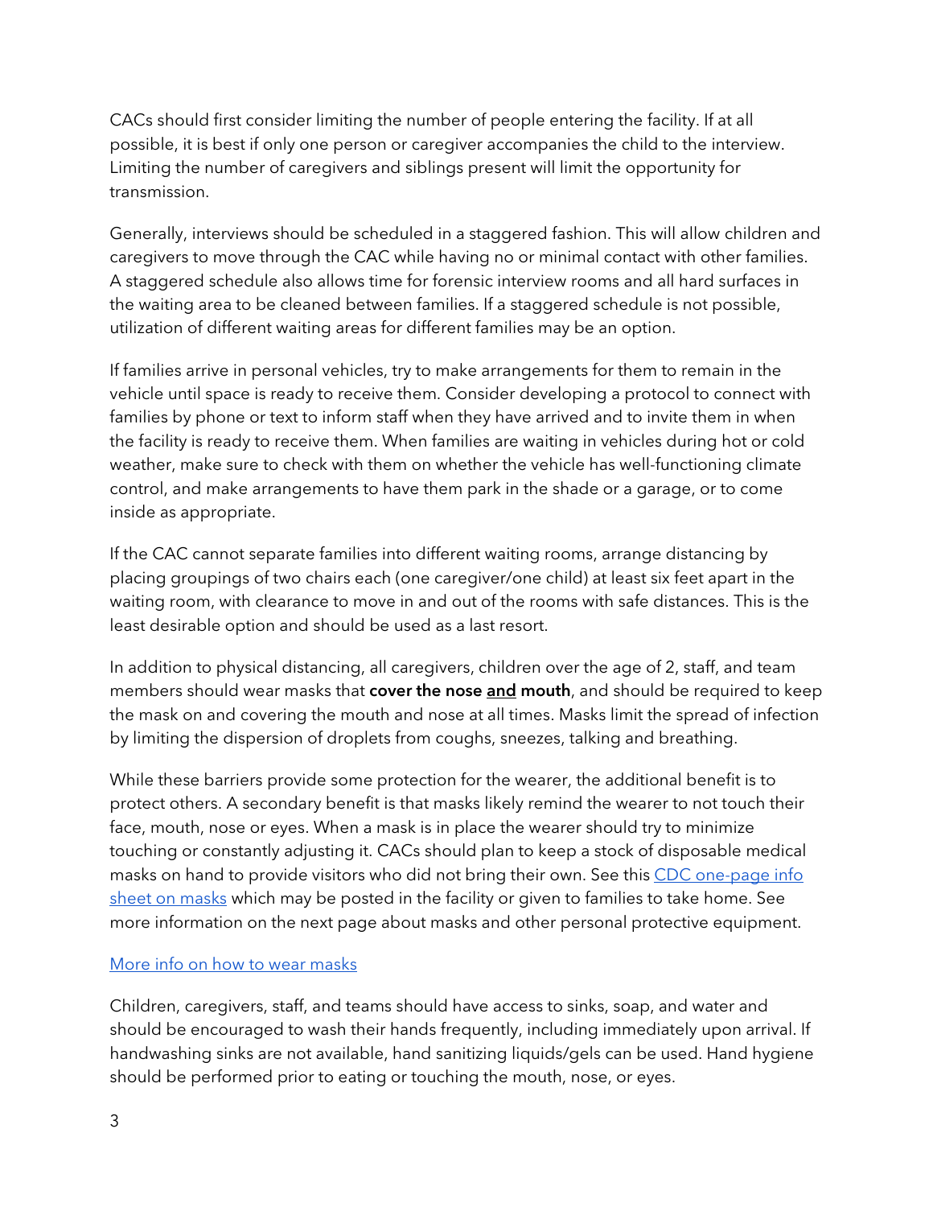CACs should first consider limiting the number of people entering the facility. If at all possible, it is best if only one person or caregiver accompanies the child to the interview. Limiting the number of caregivers and siblings present will limit the opportunity for transmission.

Generally, interviews should be scheduled in a staggered fashion. This will allow children and caregivers to move through the CAC while having no or minimal contact with other families. A staggered schedule also allows time for forensic interview rooms and all hard surfaces in the waiting area to be cleaned between families. If a staggered schedule is not possible, utilization of different waiting areas for different families may be an option.

If families arrive in personal vehicles, try to make arrangements for them to remain in the vehicle until space is ready to receive them. Consider developing a protocol to connect with families by phone or text to inform staff when they have arrived and to invite them in when the facility is ready to receive them. When families are waiting in vehicles during hot or cold weather, make sure to check with them on whether the vehicle has well-functioning climate control, and make arrangements to have them park in the shade or a garage, or to come inside as appropriate.

If the CAC cannot separate families into different waiting rooms, arrange distancing by placing groupings of two chairs each (one caregiver/one child) at least six feet apart in the waiting room, with clearance to move in and out of the rooms with safe distances. This is the least desirable option and should be used as a last resort.

In addition to physical distancing, all caregivers, children over the age of 2, staff, and team members should wear masks that **cover the nose <u>and</u> mouth**, and should be required to keep the mask on and covering the mouth and nose at all times. Masks limit the spread of infection by limiting the dispersion of droplets from coughs, sneezes, talking and breathing.

While these barriers provide some protection for the wearer, the additional benefit is to protect others. A secondary benefit is that masks likely remind the wearer to not touch their face, mouth, nose or eyes. When a mask is in place the wearer should try to minimize touching or constantly adjusting it. CACs should plan to keep a stock of disposable medical masks on hand to provide visitors who did not bring their own. See this CDC one-page info sheet on masks which may be posted in the facility or given to families to take home. See more information on the next page about masks and other personal protective equipment.

More info on how to wear masks

Children, caregivers, staff, and teams should have access to sinks, soap, and water and should be encouraged to wash their hands frequently, including immediately upon arrival. If handwashing sinks are not available, hand sanitizing liquids/gels can be used. Hand hygiene should be performed prior to eating or touching the mouth, nose, or eyes.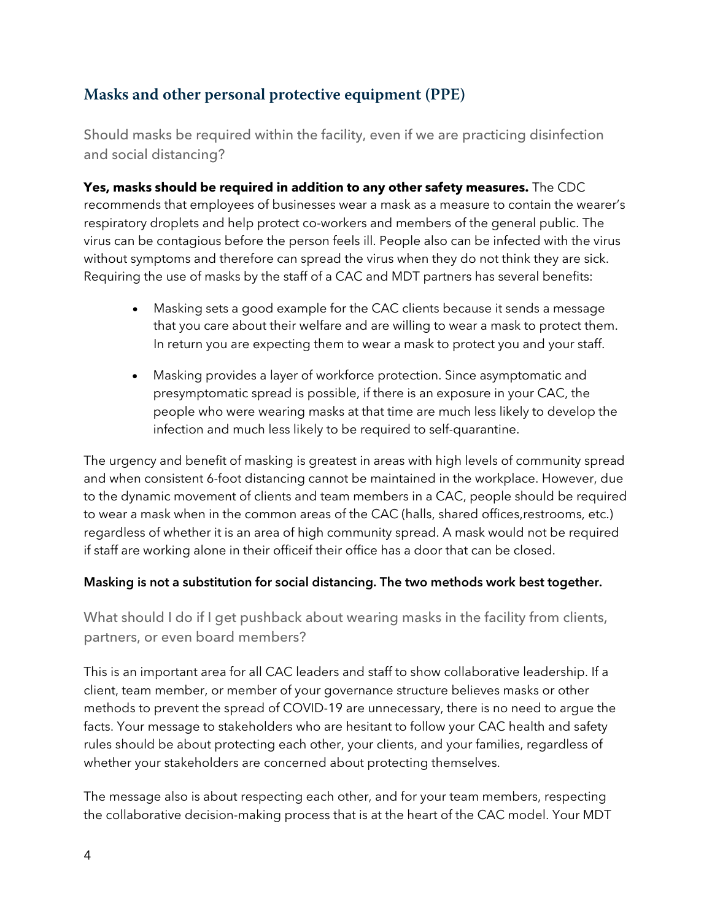## Masks and other personal protective equipment (PPE)

### Should masks be required within the facility, even if we are practicing disinfection and social distancing?

**Yes, masks should be required in addition to any other safety measures.** The CDC recommends that employees of businesses wear a mask as a measure to contain the wearer's respiratory droplets and help protect co-workers and members of the general public. The virus can be contagious before the person feels ill. People also can be infected with the virus without symptoms and therefore can spread the virus when they do not think they are sick. Requiring the use of masks by the staff of a CAC and MDT partners has several benefits:

- Masking sets a good example for the CAC clients because it sends a message that you care about their welfare and are willing to wear a mask to protect them. In return you are expecting them to wear a mask to protect you and your staff.
- Masking provides a layer of workforce protection. Since asymptomatic and presymptomatic spread is possible, if there is an exposure in your CAC, the people who were wearing masks at that time are much less likely to develop the infection and much less likely to be required to self-quarantine.

The urgency and benefit of masking is greatest in areas with high levels of community spread and when consistent 6-foot distancing cannot be maintained in the workplace. However, due to the dynamic movement of clients and team members in a CAC, people should be required to wear a mask when in the common areas of the CAC (halls, shared offices,restrooms, etc.) regardless of whether it is an area of high community spread. A mask would not be required if staff are working alone in their officeif their office has a door that can be closed.

**Masking is not a substitution for social distancing. The two methods work best together.**

### What should I do if I get pushback about wearing masks in the facility from clients, partners, or even board members?

This is an important area for all CAC leaders and staff to show collaborative leadership. If a client, team member, or member of your governance structure believes masks or other methods to prevent the spread of COVID-19 are unnecessary, there is no need to argue the facts. Your message to stakeholders who are hesitant to follow your CAC health and safety rules should be about protecting each other, your clients, and your families, regardless of whether your stakeholders are concerned about protecting themselves.

The message also is about respecting each other, and for your team members, respecting the collaborative decision-making process that is at the heart of the CAC model. Your MDT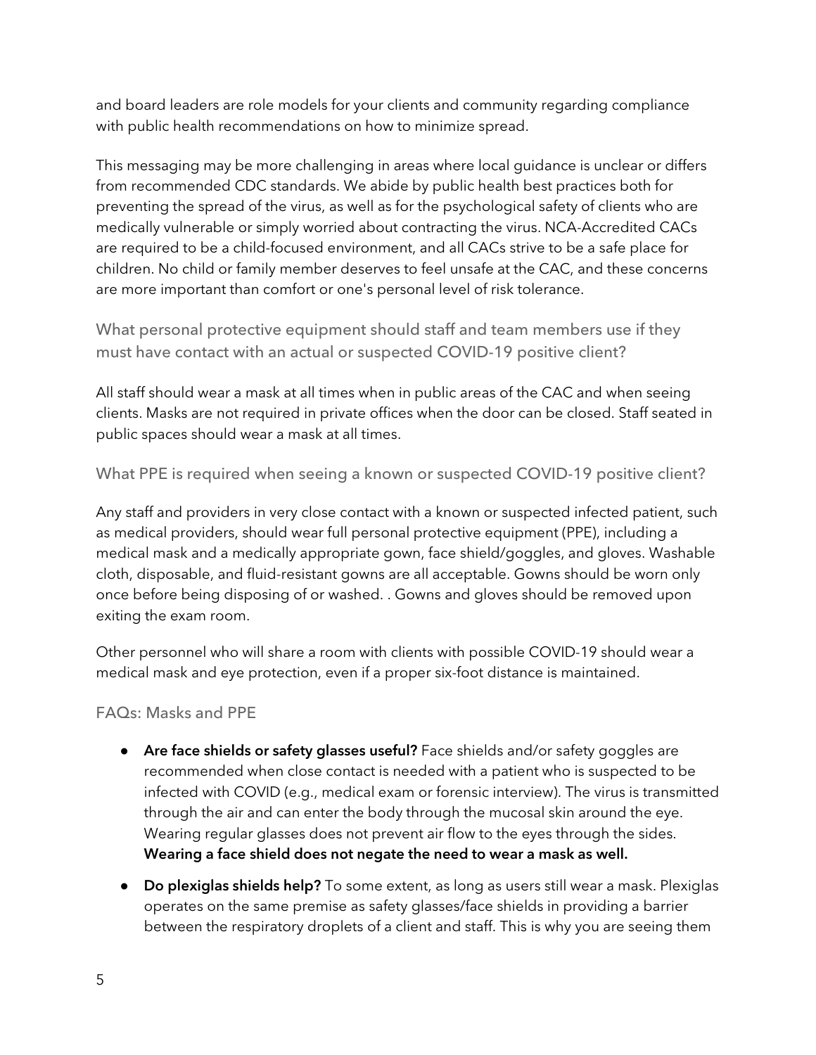and board leaders are role models for your clients and community regarding compliance with public health recommendations on how to minimize spread.

This messaging may be more challenging in areas where local guidance is unclear or differs from recommended CDC standards. We abide by public health best practices both for preventing the spread of the virus, as well as for the psychological safety of clients who are medically vulnerable or simply worried about contracting the virus. NCA-Accredited CACs are required to be a child-focused environment, and all CACs strive to be a safe place for children. No child or family member deserves to feel unsafe at the CAC, and these concerns are more important than comfort or one's personal level of risk tolerance.

### What personal protective equipment should staff and team members use if they must have contact with an actual or suspected COVID-19 positive client?

All staff should wear a mask at all times when in public areas of the CAC and when seeing clients. Masks are not required in private offices when the door can be closed. Staff seated in public spaces should wear a mask at all times.

### What PPE is required when seeing a known or suspected COVID-19 positive client?

Any staff and providers in very close contact with a known or suspected infected patient, such as medical providers, should wear full personal protective equipment (PPE), including a medical mask and a medically appropriate gown, face shield/goggles, and gloves. Washable cloth, disposable, and fluid-resistant gowns are all acceptable. Gowns should be worn only once before being disposing of or washed. . Gowns and gloves should be removed upon exiting the exam room.

Other personnel who will share a room with clients with possible COVID-19 should wear a medical mask and eye protection, even if a proper six-foot distance is maintained.

### FAQs: Masks and PPE

- **Are face shields or safety glasses useful?** Face shields and/or safety goggles are recommended when close contact is needed with a patient who is suspected to be infected with COVID (e.g., medical exam or forensic interview). The virus is transmitted through the air and can enter the body through the mucosal skin around the eye. Wearing regular glasses does not prevent air flow to the eyes through the sides. **Wearing a face shield does not negate the need to wear a mask as well.**
- **Do plexiglas shields help?** To some extent, as long as users still wear a mask. Plexiglas operates on the same premise as safety glasses/face shields in providing a barrier between the respiratory droplets of a client and staff. This is why you are seeing them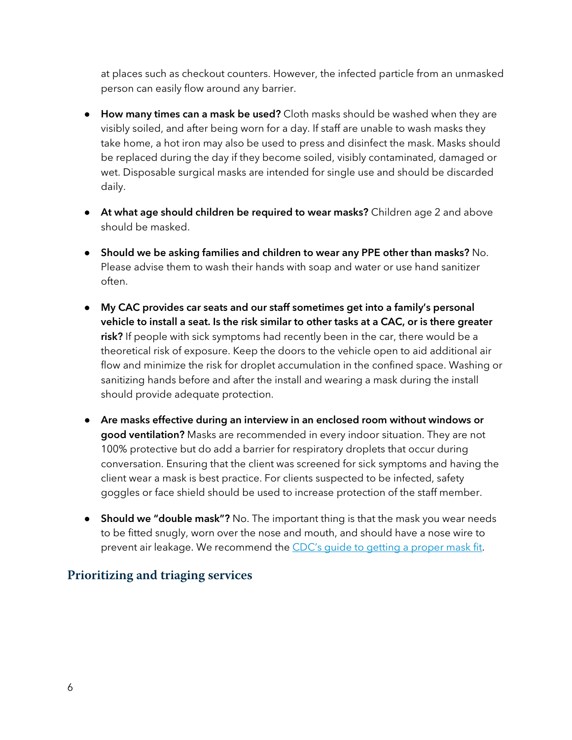at places such as checkout counters. However, the infected particle from an unmasked person can easily flow around any barrier.

- **How many times can a mask be used?** Cloth masks should be washed when they are visibly soiled, and after being worn for a day. If staff are unable to wash masks they take home, a hot iron may also be used to press and disinfect the mask. Masks should be replaced during the day if they become soiled, visibly contaminated, damaged or wet. Disposable surgical masks are intended for single use and should be discarded daily.

- **At what age should children be required to wear masks?** Children age 2 and above should be masked.

- **Should we be asking families and children to wear any PPE other than masks?** No. Please advise them to wash their hands with soap and water or use hand sanitizer often.

- **My CAC provides car seats and our staff sometimes get into a family's personal vehicle to install a seat. Is the risk similar to other tasks at a CAC, or is there greater risk?** If people with sick symptoms had recently been in the car, there would be a theoretical risk of exposure. Keep the doors to the vehicle open to aid additional air flow and minimize the risk for droplet accumulation in the confined space. Washing or sanitizing hands before and after the install and wearing a mask during the install should provide adequate protection.

- **Are masks effective during an interview in an enclosed room without windows or good ventilation?** Masks are recommended in every indoor situation. They are not 100% protective but do add a barrier for respiratory droplets that occur during conversation. Ensuring that the client was screened for sick symptoms and having the client wear a mask is best practice. For clients suspected to be infected, safety goggles or face shield should be used to increase protection of the staff member.

- **Should we "double mask"?** No. The important thing is that the mask you wear needs to be fitted snugly, worn over the nose and mouth, and should have a nose wire to prevent air leakage. We recommend the [CDC's guide to getting a proper mask fit](#).

## Prioritizing and triaging services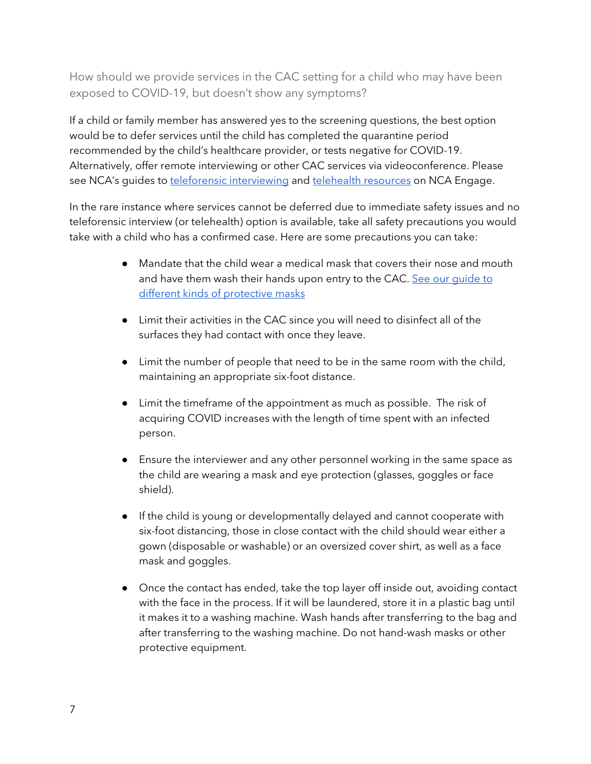### How should we provide services in the CAC setting for a child who may have been exposed to COVID-19, but doesn't show any symptoms?

If a child or family member has answered yes to the screening questions, the best option would be to defer services until the child has completed the quarantine period recommended by the child's healthcare provider, or tests negative for COVID-19. Alternatively, offer remote interviewing or other CAC services via videoconference. Please see NCA's guides to teleforensic interviewing and telehealth resources on NCA Engage.

In the rare instance where services cannot be deferred due to immediate safety issues and no teleforensic interview (or telehealth) option is available, take all safety precautions you would take with a child who has a confirmed case. Here are some precautions you can take:

- Mandate that the child wear a medical mask that covers their nose and mouth and have them wash their hands upon entry to the CAC. See our guide to different kinds of protective masks
- Limit their activities in the CAC since you will need to disinfect all of the surfaces they had contact with once they leave.
- Limit the number of people that need to be in the same room with the child, maintaining an appropriate six-foot distance.
- Limit the timeframe of the appointment as much as possible. The risk of acquiring COVID increases with the length of time spent with an infected person.
- Ensure the interviewer and any other personnel working in the same space as the child are wearing a mask and eye protection (glasses, goggles or face shield).
- If the child is young or developmentally delayed and cannot cooperate with six-foot distancing, those in close contact with the child should wear either a gown (disposable or washable) or an oversized cover shirt, as well as a face mask and goggles.
- Once the contact has ended, take the top layer off inside out, avoiding contact with the face in the process. If it will be laundered, store it in a plastic bag until it makes it to a washing machine. Wash hands after transferring to the bag and after transferring to the washing machine. Do not hand-wash masks or other protective equipment.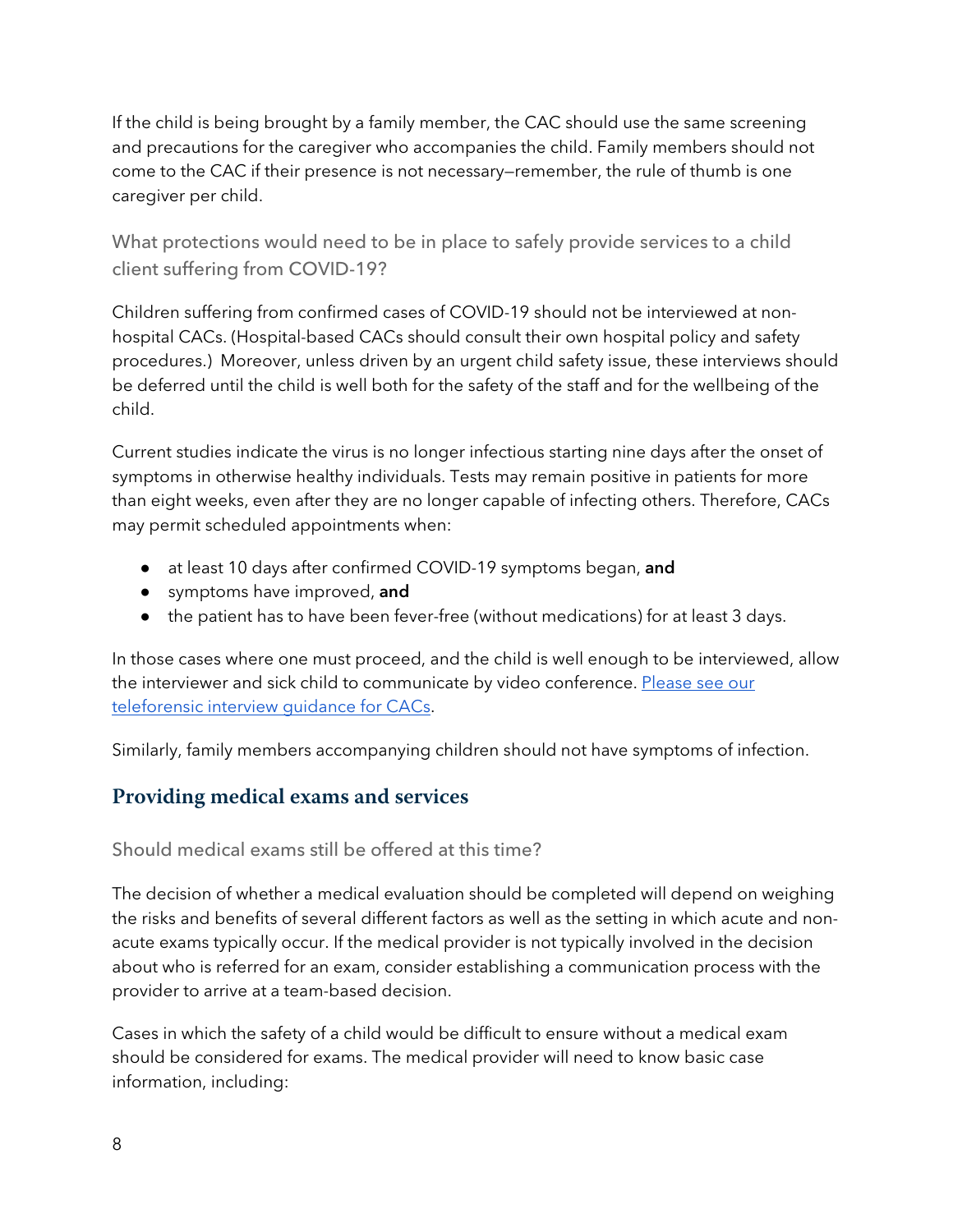If the child is being brought by a family member, the CAC should use the same screening and precautions for the caregiver who accompanies the child. Family members should not come to the CAC if their presence is not necessary—remember, the rule of thumb is one caregiver per child.

### What protections would need to be in place to safely provide services to a child client suffering from COVID-19?

Children suffering from confirmed cases of COVID-19 should not be interviewed at non-hospital CACs. (Hospital-based CACs should consult their own hospital policy and safety procedures.) Moreover, unless driven by an urgent child safety issue, these interviews should be deferred until the child is well both for the safety of the staff and for the wellbeing of the child.

Current studies indicate the virus is no longer infectious starting nine days after the onset of symptoms in otherwise healthy individuals. Tests may remain positive in patients for more than eight weeks, even after they are no longer capable of infecting others. Therefore, CACs may permit scheduled appointments when:

- at least 10 days after confirmed COVID-19 symptoms began, **and**
- symptoms have improved, **and**
- the patient has to have been fever-free (without medications) for at least 3 days.

In those cases where one must proceed, and the child is well enough to be interviewed, allow the interviewer and sick child to communicate by video conference. Please see our teleforensic interview guidance for CACs.

Similarly, family members accompanying children should not have symptoms of infection.

## Providing medical exams and services

### Should medical exams still be offered at this time?

The decision of whether a medical evaluation should be completed will depend on weighing the risks and benefits of several different factors as well as the setting in which acute and non-acute exams typically occur. If the medical provider is not typically involved in the decision about who is referred for an exam, consider establishing a communication process with the provider to arrive at a team-based decision.

Cases in which the safety of a child would be difficult to ensure without a medical exam should be considered for exams. The medical provider will need to know basic case information, including: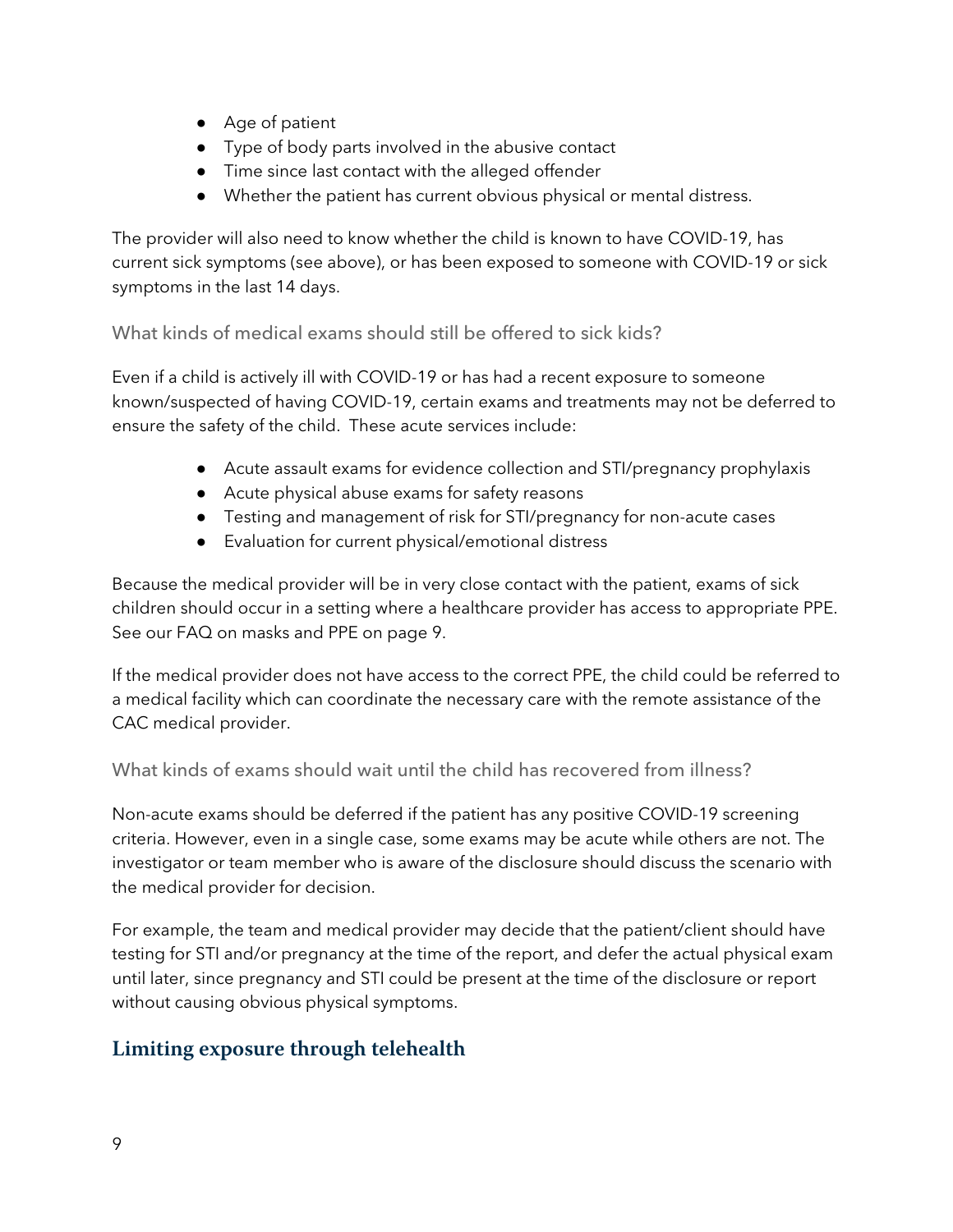- Age of patient
- Type of body parts involved in the abusive contact
- Time since last contact with the alleged offender
- Whether the patient has current obvious physical or mental distress.

The provider will also need to know whether the child is known to have COVID-19, has current sick symptoms (see above), or has been exposed to someone with COVID-19 or sick symptoms in the last 14 days.

### What kinds of medical exams should still be offered to sick kids?

Even if a child is actively ill with COVID-19 or has had a recent exposure to someone known/suspected of having COVID-19, certain exams and treatments may not be deferred to ensure the safety of the child. These acute services include:

- Acute assault exams for evidence collection and STI/pregnancy prophylaxis
- Acute physical abuse exams for safety reasons
- Testing and management of risk for STI/pregnancy for non-acute cases
- Evaluation for current physical/emotional distress

Because the medical provider will be in very close contact with the patient, exams of sick children should occur in a setting where a healthcare provider has access to appropriate PPE. See our FAQ on masks and PPE on page 9.

If the medical provider does not have access to the correct PPE, the child could be referred to a medical facility which can coordinate the necessary care with the remote assistance of the CAC medical provider.

### What kinds of exams should wait until the child has recovered from illness?

Non-acute exams should be deferred if the patient has any positive COVID-19 screening criteria. However, even in a single case, some exams may be acute while others are not. The investigator or team member who is aware of the disclosure should discuss the scenario with the medical provider for decision.

For example, the team and medical provider may decide that the patient/client should have testing for STI and/or pregnancy at the time of the report, and defer the actual physical exam until later, since pregnancy and STI could be present at the time of the disclosure or report without causing obvious physical symptoms.

## Limiting exposure through telehealth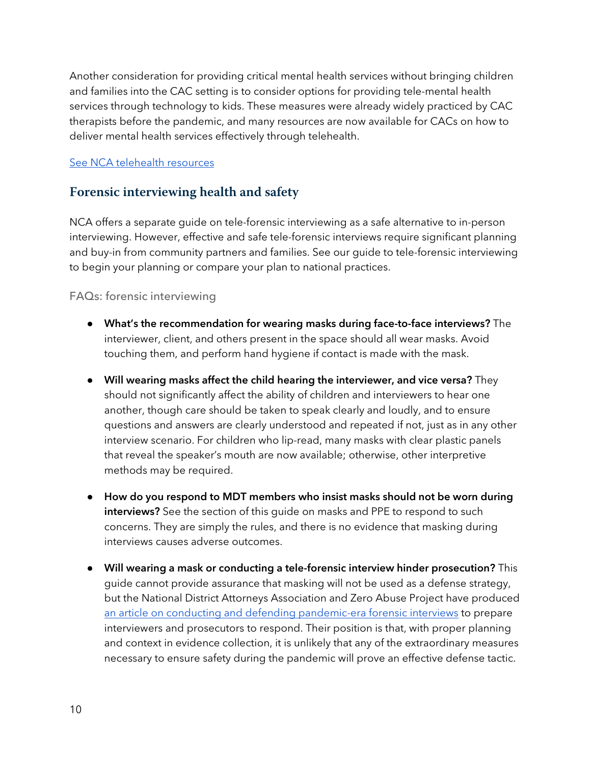Another consideration for providing critical mental health services without bringing children and families into the CAC setting is to consider options for providing tele-mental health services through technology to kids. These measures were already widely practiced by CAC therapists before the pandemic, and many resources are now available for CACs on how to deliver mental health services effectively through telehealth.

See NCA telehealth resources

## Forensic interviewing health and safety

NCA offers a separate guide on tele-forensic interviewing as a safe alternative to in-person interviewing. However, effective and safe tele-forensic interviews require significant planning and buy-in from community partners and families. See our guide to tele-forensic interviewing to begin your planning or compare your plan to national practices.

### FAQs: forensic interviewing

- **What's the recommendation for wearing masks during face-to-face interviews?** The interviewer, client, and others present in the space should all wear masks. Avoid touching them, and perform hand hygiene if contact is made with the mask.
- **Will wearing masks affect the child hearing the interviewer, and vice versa?** They should not significantly affect the ability of children and interviewers to hear one another, though care should be taken to speak clearly and loudly, and to ensure questions and answers are clearly understood and repeated if not, just as in any other interview scenario. For children who lip-read, many masks with clear plastic panels that reveal the speaker's mouth are now available; otherwise, other interpretive methods may be required.
- **How do you respond to MDT members who insist masks should not be worn during interviews?** See the section of this guide on masks and PPE to respond to such concerns. They are simply the rules, and there is no evidence that masking during interviews causes adverse outcomes.
- **Will wearing a mask or conducting a tele-forensic interview hinder prosecution?** This guide cannot provide assurance that masking will not be used as a defense strategy, but the National District Attorneys Association and Zero Abuse Project have produced an article on conducting and defending pandemic-era forensic interviews to prepare interviewers and prosecutors to respond. Their position is that, with proper planning and context in evidence collection, it is unlikely that any of the extraordinary measures necessary to ensure safety during the pandemic will prove an effective defense tactic.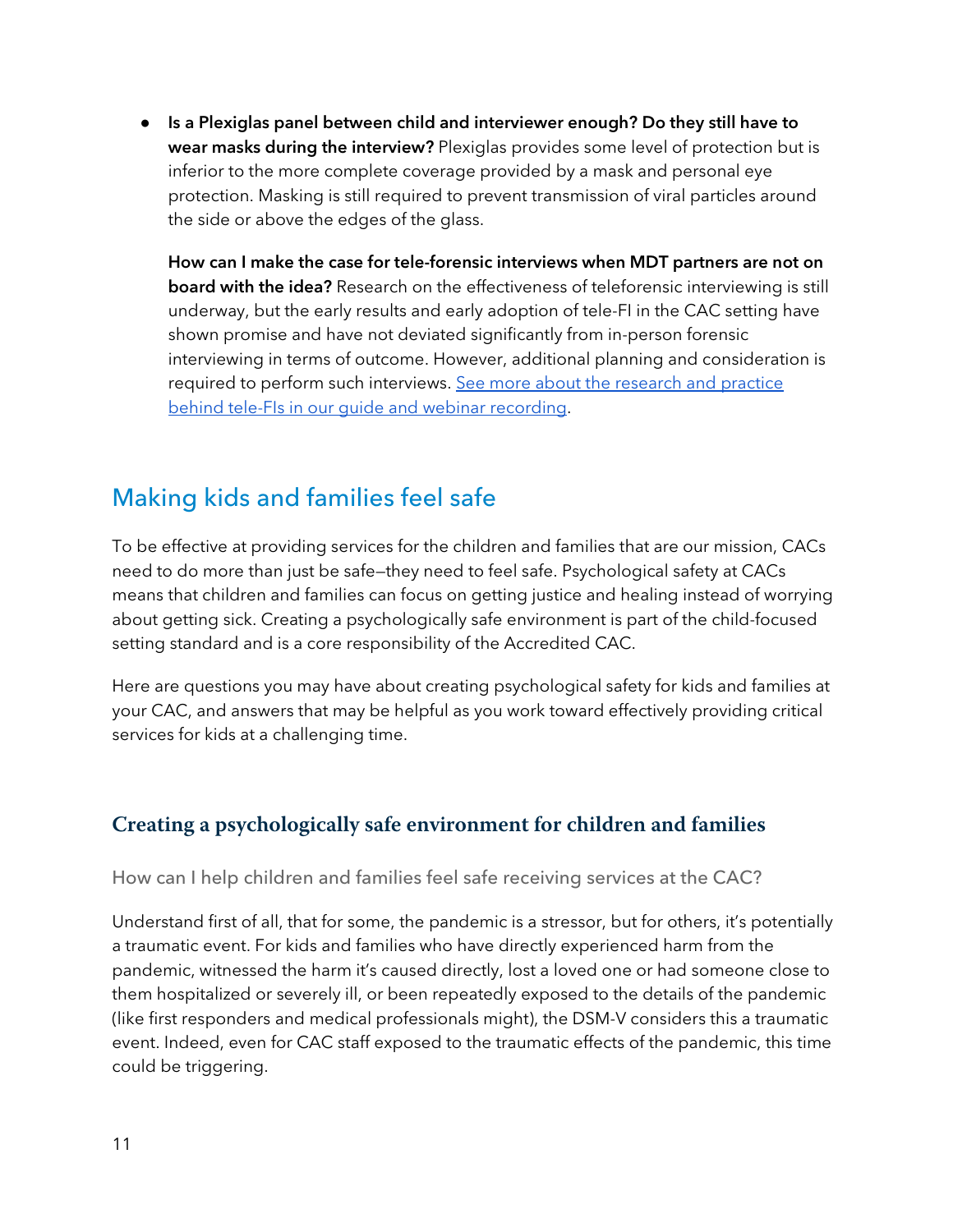- **Is a Plexiglas panel between child and interviewer enough? Do they still have to wear masks during the interview?** Plexiglas provides some level of protection but is inferior to the more complete coverage provided by a mask and personal eye protection. Masking is still required to prevent transmission of viral particles around the side or above the edges of the glass.

  **How can I make the case for tele-forensic interviews when MDT partners are not on board with the idea?** Research on the effectiveness of teleforensic interviewing is still underway, but the early results and early adoption of tele-FI in the CAC setting have shown promise and have not deviated significantly from in-person forensic interviewing in terms of outcome. However, additional planning and consideration is required to perform such interviews. [See more about the research and practice behind tele-FIs in our guide and webinar recording].

## Making kids and families feel safe

To be effective at providing services for the children and families that are our mission, CACs need to do more than just be safe—they need to feel safe. Psychological safety at CACs means that children and families can focus on getting justice and healing instead of worrying about getting sick. Creating a psychologically safe environment is part of the child-focused setting standard and is a core responsibility of the Accredited CAC.

Here are questions you may have about creating psychological safety for kids and families at your CAC, and answers that may be helpful as you work toward effectively providing critical services for kids at a challenging time.

### Creating a psychologically safe environment for children and families

#### How can I help children and families feel safe receiving services at the CAC?

Understand first of all, that for some, the pandemic is a stressor, but for others, it's potentially a traumatic event. For kids and families who have directly experienced harm from the pandemic, witnessed the harm it's caused directly, lost a loved one or had someone close to them hospitalized or severely ill, or been repeatedly exposed to the details of the pandemic (like first responders and medical professionals might), the DSM-V considers this a traumatic event. Indeed, even for CAC staff exposed to the traumatic effects of the pandemic, this time could be triggering.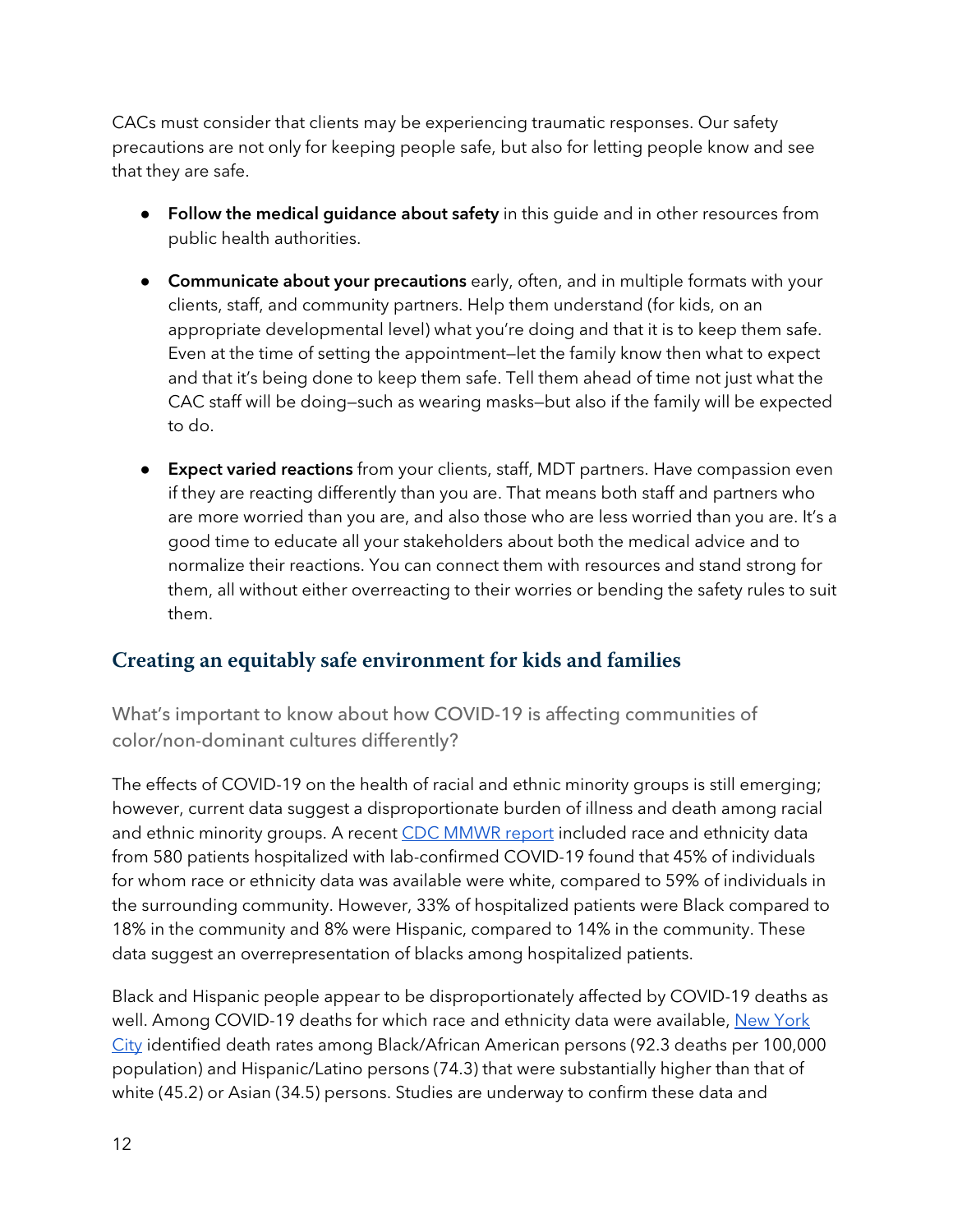CACs must consider that clients may be experiencing traumatic responses. Our safety precautions are not only for keeping people safe, but also for letting people know and see that they are safe.

- **Follow the medical guidance about safety** in this guide and in other resources from public health authorities.
- **Communicate about your precautions** early, often, and in multiple formats with your clients, staff, and community partners. Help them understand (for kids, on an appropriate developmental level) what you're doing and that it is to keep them safe. Even at the time of setting the appointment—let the family know then what to expect and that it's being done to keep them safe. Tell them ahead of time not just what the CAC staff will be doing—such as wearing masks—but also if the family will be expected to do.
- **Expect varied reactions** from your clients, staff, MDT partners. Have compassion even if they are reacting differently than you are. That means both staff and partners who are more worried than you are, and also those who are less worried than you are. It's a good time to educate all your stakeholders about both the medical advice and to normalize their reactions. You can connect them with resources and stand strong for them, all without either overreacting to their worries or bending the safety rules to suit them.

## Creating an equitably safe environment for kids and families

### What's important to know about how COVID-19 is affecting communities of color/non-dominant cultures differently?

The effects of COVID-19 on the health of racial and ethnic minority groups is still emerging; however, current data suggest a disproportionate burden of illness and death among racial and ethnic minority groups. A recent CDC MMWR report included race and ethnicity data from 580 patients hospitalized with lab-confirmed COVID-19 found that 45% of individuals for whom race or ethnicity data was available were white, compared to 59% of individuals in the surrounding community. However, 33% of hospitalized patients were Black compared to 18% in the community and 8% were Hispanic, compared to 14% in the community. These data suggest an overrepresentation of blacks among hospitalized patients.

Black and Hispanic people appear to be disproportionately affected by COVID-19 deaths as well. Among COVID-19 deaths for which race and ethnicity data were available, New York City identified death rates among Black/African American persons (92.3 deaths per 100,000 population) and Hispanic/Latino persons (74.3) that were substantially higher than that of white (45.2) or Asian (34.5) persons. Studies are underway to confirm these data and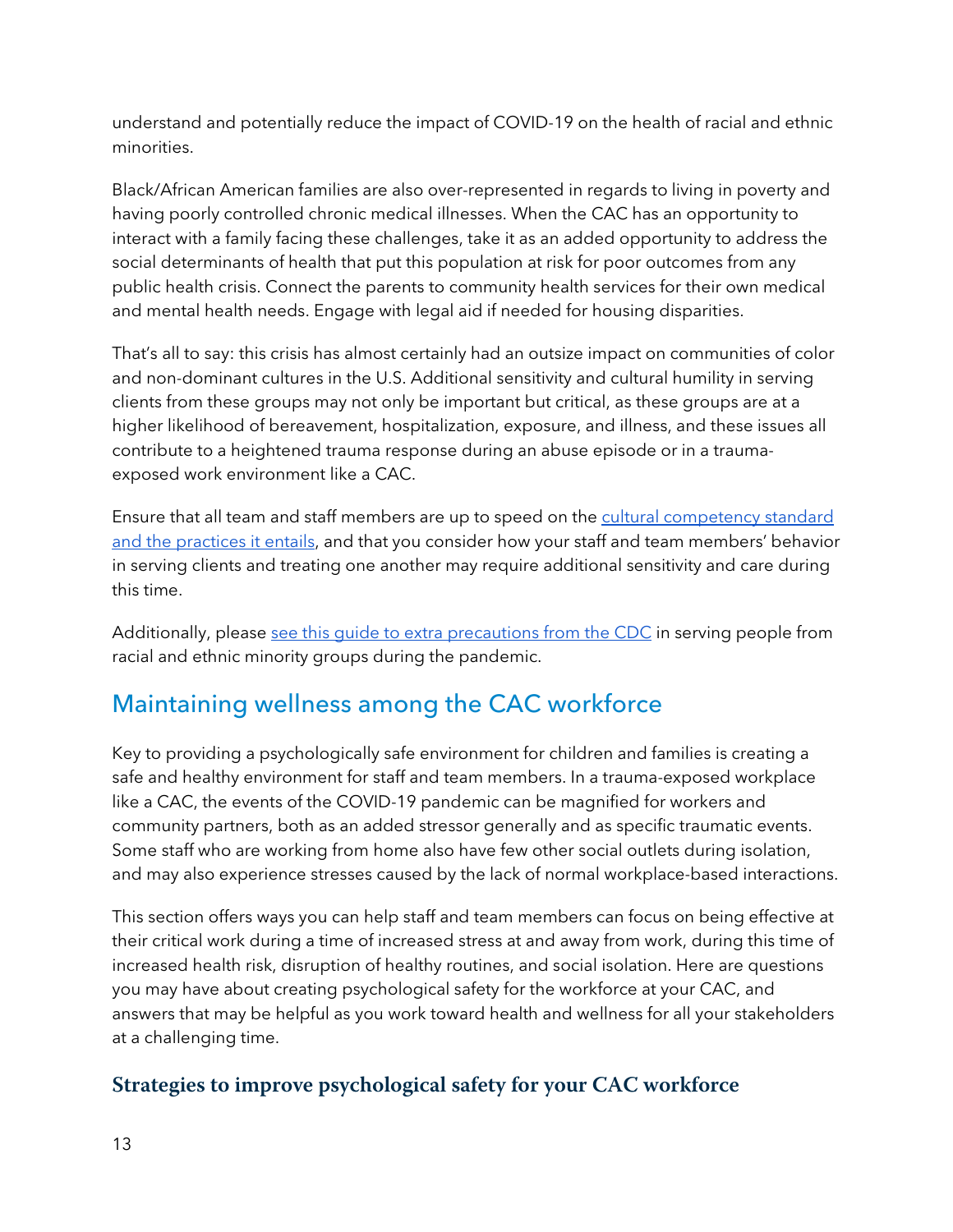understand and potentially reduce the impact of COVID-19 on the health of racial and ethnic minorities.

Black/African American families are also over-represented in regards to living in poverty and having poorly controlled chronic medical illnesses. When the CAC has an opportunity to interact with a family facing these challenges, take it as an added opportunity to address the social determinants of health that put this population at risk for poor outcomes from any public health crisis. Connect the parents to community health services for their own medical and mental health needs. Engage with legal aid if needed for housing disparities.

That's all to say: this crisis has almost certainly had an outsize impact on communities of color and non-dominant cultures in the U.S. Additional sensitivity and cultural humility in serving clients from these groups may not only be important but critical, as these groups are at a higher likelihood of bereavement, hospitalization, exposure, and illness, and these issues all contribute to a heightened trauma response during an abuse episode or in a trauma-exposed work environment like a CAC.

Ensure that all team and staff members are up to speed on the cultural competency standard and the practices it entails, and that you consider how your staff and team members' behavior in serving clients and treating one another may require additional sensitivity and care during this time.

Additionally, please see this guide to extra precautions from the CDC in serving people from racial and ethnic minority groups during the pandemic.

## Maintaining wellness among the CAC workforce

Key to providing a psychologically safe environment for children and families is creating a safe and healthy environment for staff and team members. In a trauma-exposed workplace like a CAC, the events of the COVID-19 pandemic can be magnified for workers and community partners, both as an added stressor generally and as specific traumatic events. Some staff who are working from home also have few other social outlets during isolation, and may also experience stresses caused by the lack of normal workplace-based interactions.

This section offers ways you can help staff and team members can focus on being effective at their critical work during a time of increased stress at and away from work, during this time of increased health risk, disruption of healthy routines, and social isolation. Here are questions you may have about creating psychological safety for the workforce at your CAC, and answers that may be helpful as you work toward health and wellness for all your stakeholders at a challenging time.

### Strategies to improve psychological safety for your CAC workforce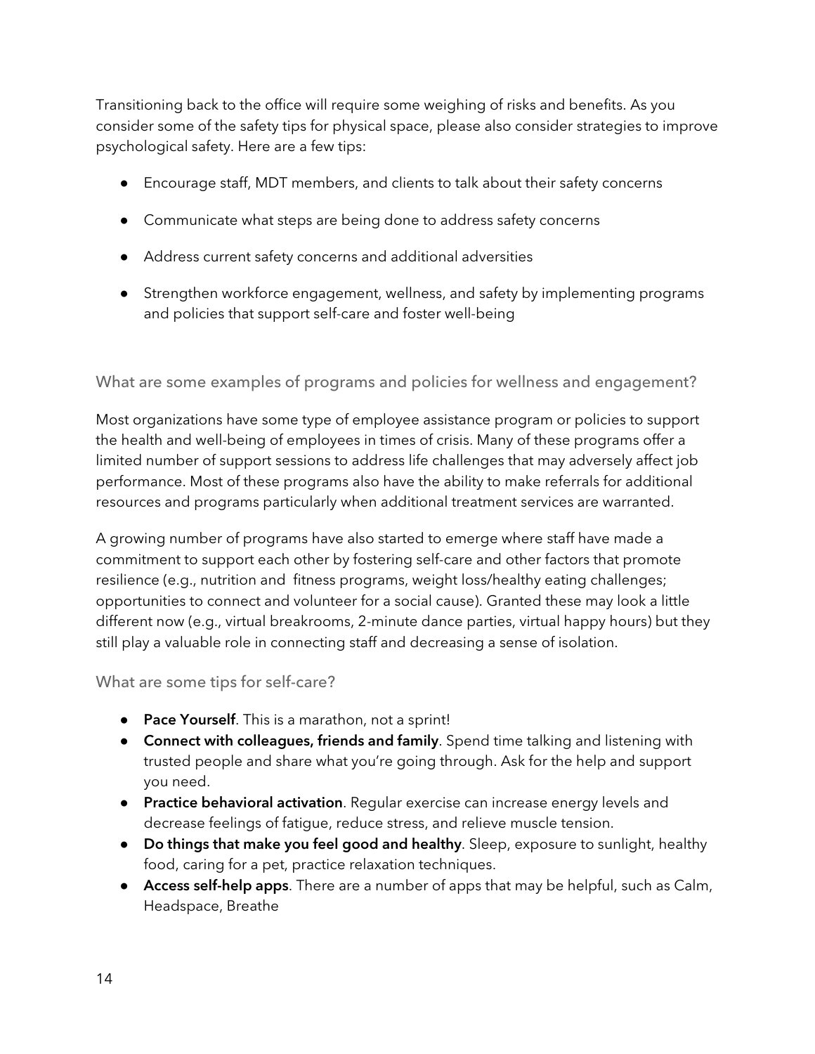Transitioning back to the office will require some weighing of risks and benefits. As you consider some of the safety tips for physical space, please also consider strategies to improve psychological safety. Here are a few tips:

- Encourage staff, MDT members, and clients to talk about their safety concerns
- Communicate what steps are being done to address safety concerns
- Address current safety concerns and additional adversities
- Strengthen workforce engagement, wellness, and safety by implementing programs and policies that support self-care and foster well-being

### What are some examples of programs and policies for wellness and engagement?

Most organizations have some type of employee assistance program or policies to support the health and well-being of employees in times of crisis. Many of these programs offer a limited number of support sessions to address life challenges that may adversely affect job performance. Most of these programs also have the ability to make referrals for additional resources and programs particularly when additional treatment services are warranted.

A growing number of programs have also started to emerge where staff have made a commitment to support each other by fostering self-care and other factors that promote resilience (e.g., nutrition and fitness programs, weight loss/healthy eating challenges; opportunities to connect and volunteer for a social cause). Granted these may look a little different now (e.g., virtual breakrooms, 2-minute dance parties, virtual happy hours) but they still play a valuable role in connecting staff and decreasing a sense of isolation.

### What are some tips for self-care?

- **Pace Yourself**. This is a marathon, not a sprint!
- **Connect with colleagues, friends and family**. Spend time talking and listening with trusted people and share what you're going through. Ask for the help and support you need.
- **Practice behavioral activation**. Regular exercise can increase energy levels and decrease feelings of fatigue, reduce stress, and relieve muscle tension.
- **Do things that make you feel good and healthy**. Sleep, exposure to sunlight, healthy food, caring for a pet, practice relaxation techniques.
- **Access self-help apps**. There are a number of apps that may be helpful, such as Calm, Headspace, Breathe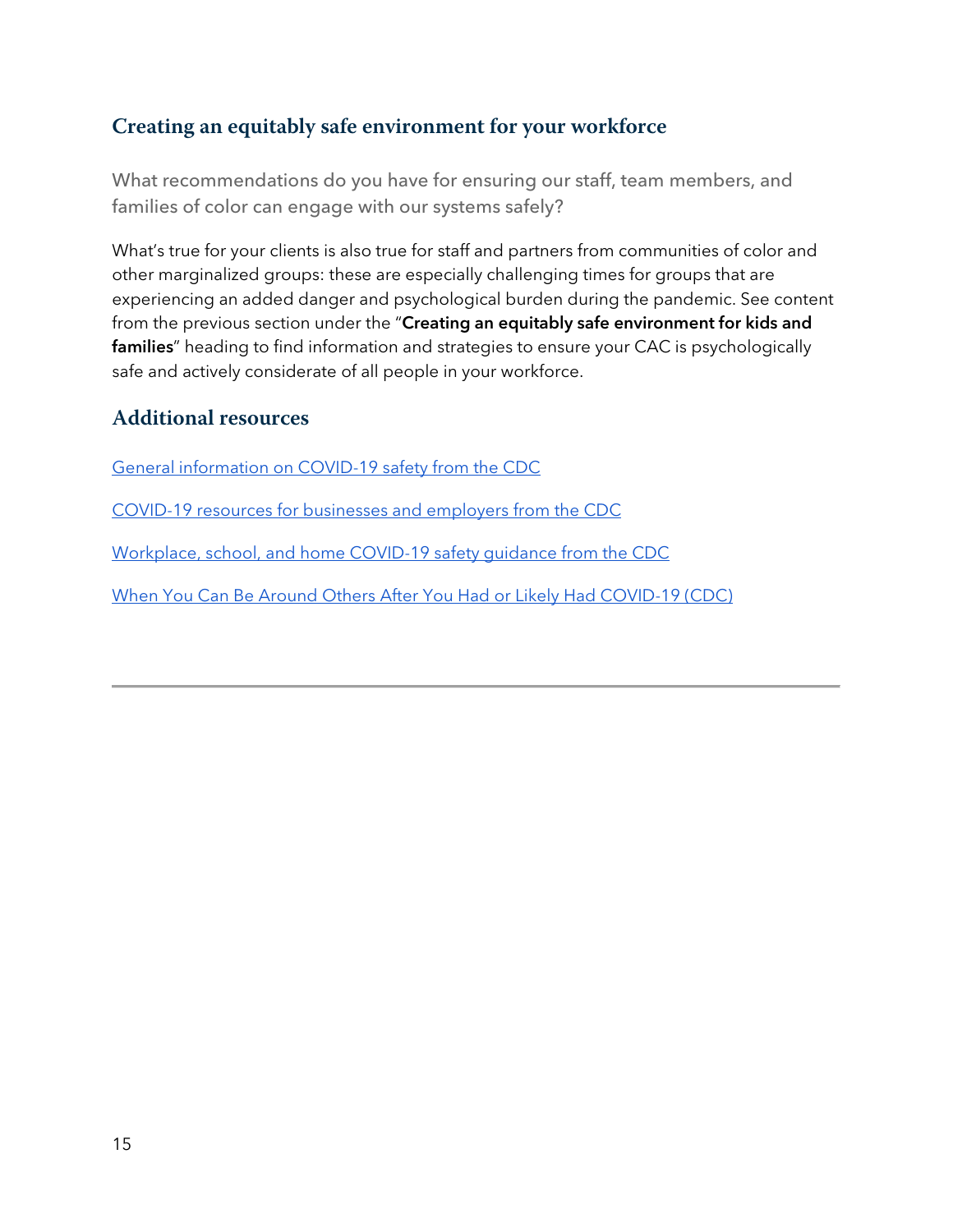## Creating an equitably safe environment for your workforce

What recommendations do you have for ensuring our staff, team members, and families of color can engage with our systems safely?

What's true for your clients is also true for staff and partners from communities of color and other marginalized groups: these are especially challenging times for groups that are experiencing an added danger and psychological burden during the pandemic. See content from the previous section under the "**Creating an equitably safe environment for kids and families**" heading to find information and strategies to ensure your CAC is psychologically safe and actively considerate of all people in your workforce.

## Additional resources

General information on COVID-19 safety from the CDC

COVID-19 resources for businesses and employers from the CDC

Workplace, school, and home COVID-19 safety guidance from the CDC

When You Can Be Around Others After You Had or Likely Had COVID-19 (CDC)